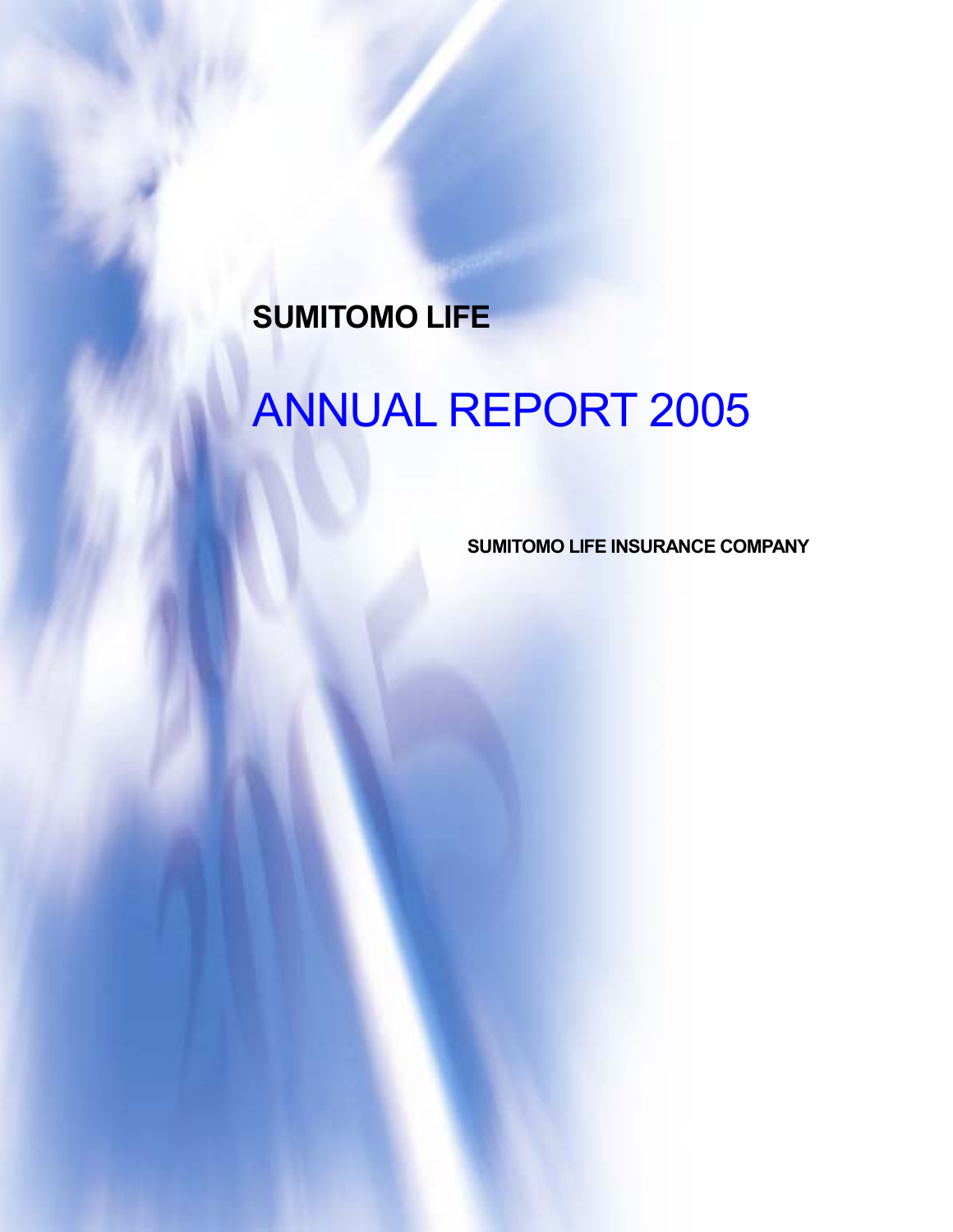**SUMITOMO LIFE**

# ANNUAL REPORT 2005

**SUMITOMO LIFE INSURANCE COMPANY**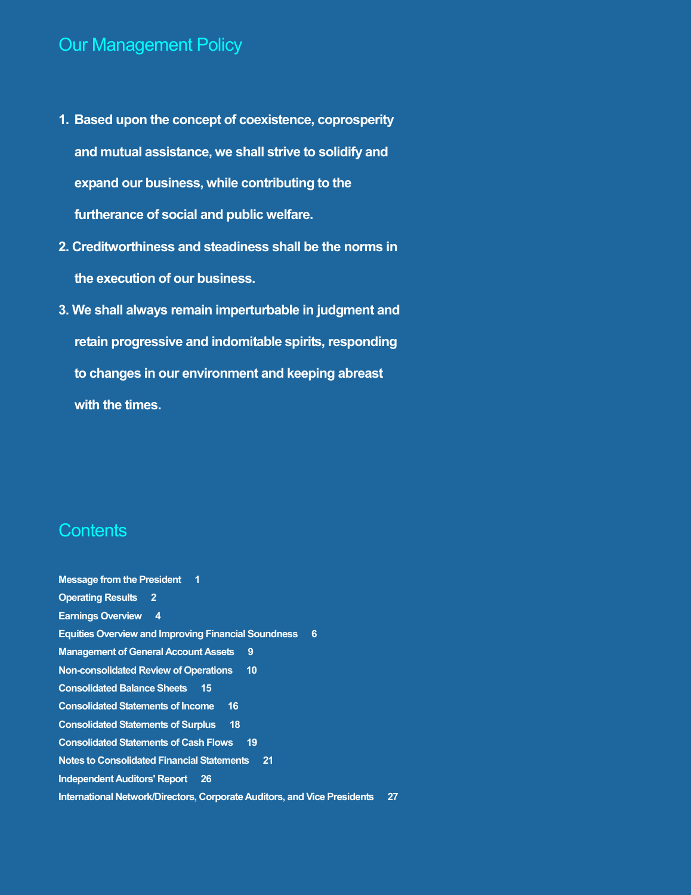## Our Management Policy

1. **Based upon the concept of coexistence, coprosperity and mutual assistance, we shall strive to solidify and expand our business, while contributing to the furtherance of social and public welfare.**
2. **Creditworthiness and steadiness shall be the norms in the execution of our business.**
3. **We shall always remain imperturbable in judgment and retain progressive and indomitable spirits, responding to changes in our environment and keeping abreast with the times.**

## Contents

| | |
|---|---|
| Message from the President | 1 |
| Operating Results | 2 |
| Earnings Overview | 4 |
| Equities Overview and Improving Financial Soundness | 6 |
| Management of General Account Assets | 9 |
| Non-consolidated Review of Operations | 10 |
| Consolidated Balance Sheets | 15 |
| Consolidated Statements of Income | 16 |
| Consolidated Statements of Surplus | 18 |
| Consolidated Statements of Cash Flows | 19 |
| Notes to Consolidated Financial Statements | 21 |
| Independent Auditors' Report | 26 |
| International Network/Directors, Corporate Auditors, and Vice Presidents | 27 |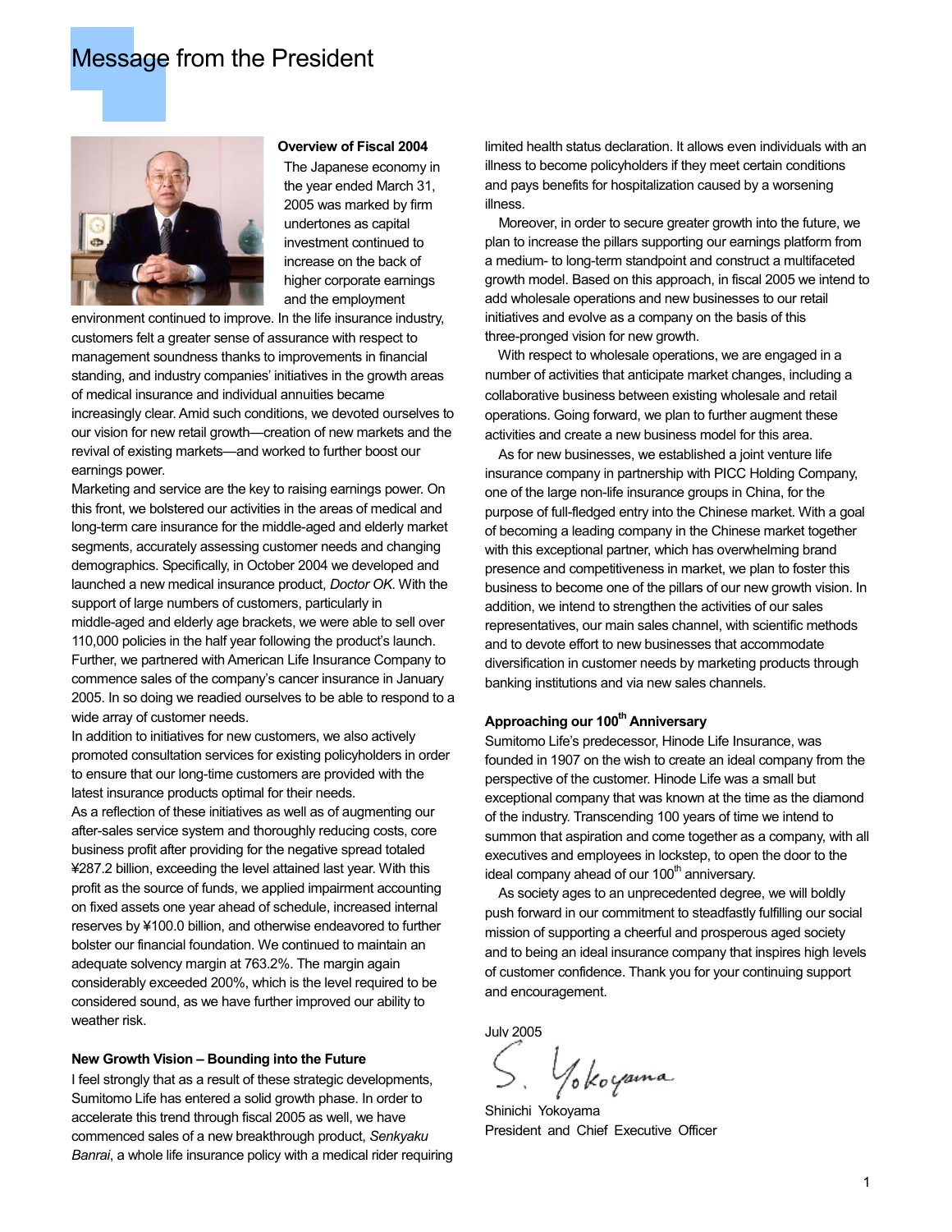# Message from the President

### Overview of Fiscal 2004

The Japanese economy in the year ended March 31, 2005 was marked by firm undertones as capital investment continued to increase on the back of higher corporate earnings and the employment environment continued to improve. In the life insurance industry, customers felt a greater sense of assurance with respect to management soundness thanks to improvements in financial standing, and industry companies' initiatives in the growth areas of medical insurance and individual annuities became increasingly clear. Amid such conditions, we devoted ourselves to our vision for new retail growth—creation of new markets and the revival of existing markets—and worked to further boost our earnings power.

Marketing and service are the key to raising earnings power. On this front, we bolstered our activities in the areas of medical and long-term care insurance for the middle-aged and elderly market segments, accurately assessing customer needs and changing demographics. Specifically, in October 2004 we developed and launched a new medical insurance product, *Doctor OK*. With the support of large numbers of customers, particularly in middle-aged and elderly age brackets, we were able to sell over 110,000 policies in the half year following the product's launch. Further, we partnered with American Life Insurance Company to commence sales of the company's cancer insurance in January 2005. In so doing we readied ourselves to be able to respond to a wide array of customer needs.

In addition to initiatives for new customers, we also actively promoted consultation services for existing policyholders in order to ensure that our long-time customers are provided with the latest insurance products optimal for their needs.

As a reflection of these initiatives as well as of augmenting our after-sales service system and thoroughly reducing costs, core business profit after providing for the negative spread totaled ¥287.2 billion, exceeding the level attained last year. With this profit as the source of funds, we applied impairment accounting on fixed assets one year ahead of schedule, increased internal reserves by ¥100.0 billion, and otherwise endeavored to further bolster our financial foundation. We continued to maintain an adequate solvency margin at 763.2%. The margin again considerably exceeded 200%, which is the level required to be considered sound, as we have further improved our ability to weather risk.

### New Growth Vision – Bounding into the Future

I feel strongly that as a result of these strategic developments, Sumitomo Life has entered a solid growth phase. In order to accelerate this trend through fiscal 2005 as well, we have commenced sales of a new breakthrough product, *Senkyaku Banrai*, a whole life insurance policy with a medical rider requiring limited health status declaration. It allows even individuals with an illness to become policyholders if they meet certain conditions and pays benefits for hospitalization caused by a worsening illness.

Moreover, in order to secure greater growth into the future, we plan to increase the pillars supporting our earnings platform from a medium- to long-term standpoint and construct a multifaceted growth model. Based on this approach, in fiscal 2005 we intend to add wholesale operations and new businesses to our retail initiatives and evolve as a company on the basis of this three-pronged vision for new growth.

With respect to wholesale operations, we are engaged in a number of activities that anticipate market changes, including a collaborative business between existing wholesale and retail operations. Going forward, we plan to further augment these activities and create a new business model for this area.

As for new businesses, we established a joint venture life insurance company in partnership with PICC Holding Company, one of the large non-life insurance groups in China, for the purpose of full-fledged entry into the Chinese market. With a goal of becoming a leading company in the Chinese market together with this exceptional partner, which has overwhelming brand presence and competitiveness in market, we plan to foster this business to become one of the pillars of our new growth vision. In addition, we intend to strengthen the activities of our sales representatives, our main sales channel, with scientific methods and to devote effort to new businesses that accommodate diversification in customer needs by marketing products through banking institutions and via new sales channels.

### Approaching our 100th Anniversary

Sumitomo Life's predecessor, Hinode Life Insurance, was founded in 1907 on the wish to create an ideal company from the perspective of the customer. Hinode Life was a small but exceptional company that was known at the time as the diamond of the industry. Transcending 100 years of time we intend to summon that aspiration and come together as a company, with all executives and employees in lockstep, to open the door to the ideal company ahead of our 100th anniversary.

As society ages to an unprecedented degree, we will boldly push forward in our commitment to steadfastly fulfilling our social mission of supporting a cheerful and prosperous aged society and to being an ideal insurance company that inspires high levels of customer confidence. Thank you for your continuing support and encouragement.

July 2005

S. Yokoyama

Shinichi Yokoyama
President and Chief Executive Officer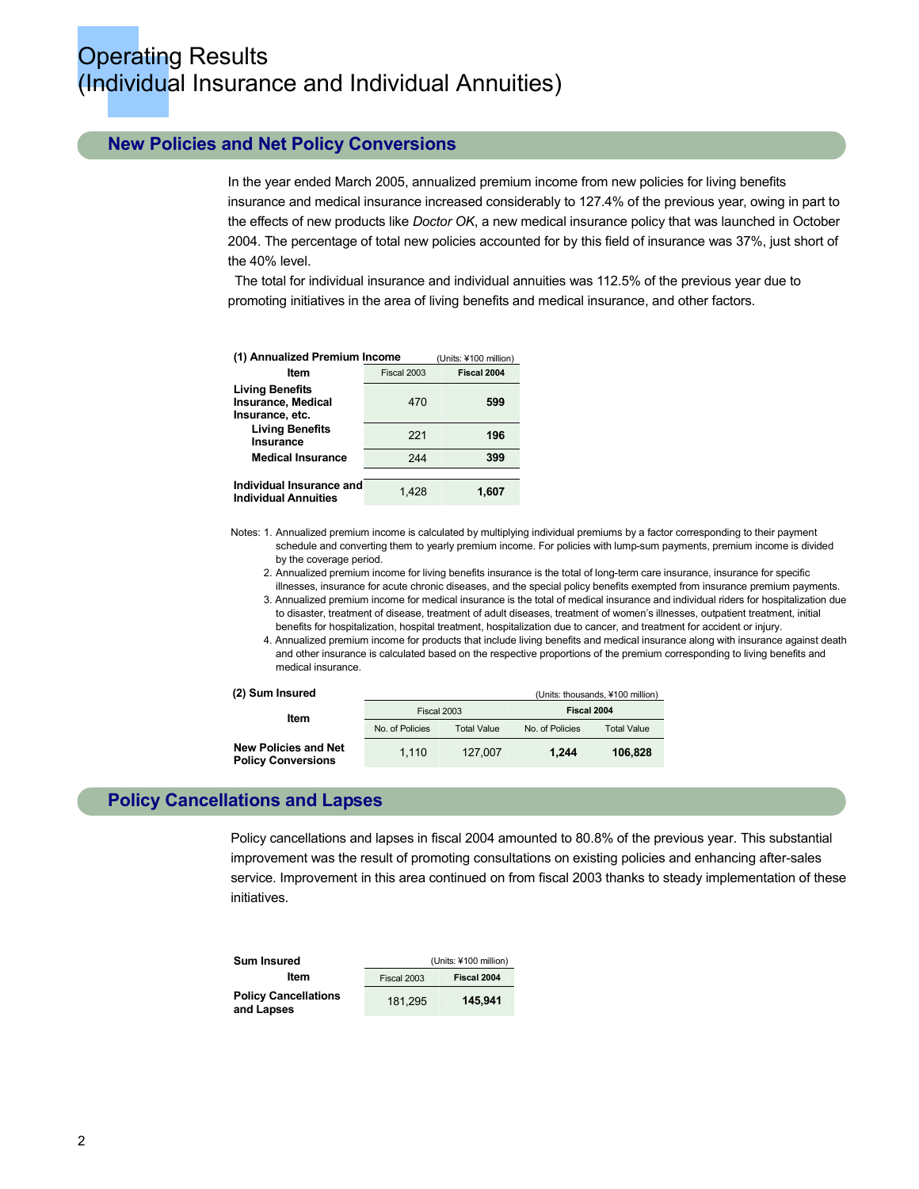# Operating Results (Individual Insurance and Individual Annuities)

## New Policies and Net Policy Conversions

In the year ended March 2005, annualized premium income from new policies for living benefits insurance and medical insurance increased considerably to 127.4% of the previous year, owing in part to the effects of new products like *Doctor OK*, a new medical insurance policy that was launched in October 2004. The percentage of total new policies accounted for by this field of insurance was 37%, just short of the 40% level.

The total for individual insurance and individual annuities was 112.5% of the previous year due to promoting initiatives in the area of living benefits and medical insurance, and other factors.

**(1) Annualized Premium Income** (Units: ¥100 million)

| Item | Fiscal 2003 | **Fiscal 2004** |
|---|---|---|
| **Living Benefits Insurance, Medical Insurance, etc.** | 470 | **599** |
| **Living Benefits Insurance** | 221 | **196** |
| **Medical Insurance** | 244 | **399** |
| **Individual Insurance and Individual Annuities** | 1,428 | **1,607** |

Notes: 1. Annualized premium income is calculated by multiplying individual premiums by a factor corresponding to their payment schedule and converting them to yearly premium income. For policies with lump-sum payments, premium income is divided by the coverage period.

2. Annualized premium income for living benefits insurance is the total of long-term care insurance, insurance for specific illnesses, insurance for acute chronic diseases, and the special policy benefits exempted from insurance premium payments.

3. Annualized premium income for medical insurance is the total of medical insurance and individual riders for hospitalization due to disaster, treatment of disease, treatment of adult diseases, treatment of women's illnesses, outpatient treatment, initial benefits for hospitalization, hospital treatment, hospitalization due to cancer, and treatment for accident or injury.

4. Annualized premium income for products that include living benefits and medical insurance along with insurance against death and other insurance is calculated based on the respective proportions of the premium corresponding to living benefits and medical insurance.

**(2) Sum Insured** (Units: thousands, ¥100 million)

| Item | Fiscal 2003 | | **Fiscal 2004** | |
|---|---|---|---|---|
| | No. of Policies | Total Value | No. of Policies | Total Value |
| **New Policies and Net Policy Conversions** | 1,110 | 127,007 | **1,244** | **106,828** |

## Policy Cancellations and Lapses

Policy cancellations and lapses in fiscal 2004 amounted to 80.8% of the previous year. This substantial improvement was the result of promoting consultations on existing policies and enhancing after-sales service. Improvement in this area continued on from fiscal 2003 thanks to steady implementation of these initiatives.

**Sum Insured** (Units: ¥100 million)

| Item | Fiscal 2003 | **Fiscal 2004** |
|---|---|---|
| **Policy Cancellations and Lapses** | 181,295 | **145,941** |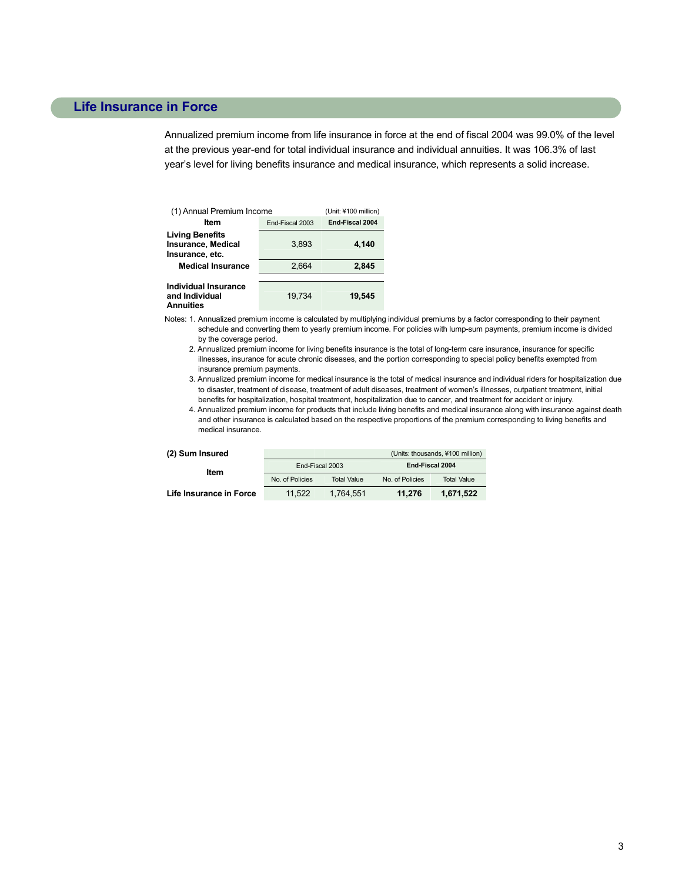## Life Insurance in Force

Annualized premium income from life insurance in force at the end of fiscal 2004 was 99.0% of the level at the previous year-end for total individual insurance and individual annuities. It was 106.3% of last year's level for living benefits insurance and medical insurance, which represents a solid increase.

(1) Annual Premium Income (Unit: ¥100 million)

| Item | End-Fiscal 2003 | End-Fiscal 2004 |
|---|---|---|
| **Living Benefits Insurance, Medical Insurance, etc.** | 3,893 | **4,140** |
| **Medical Insurance** | 2,664 | **2,845** |
| **Individual Insurance and Individual Annuities** | 19,734 | **19,545** |

Notes: 1. Annualized premium income is calculated by multiplying individual premiums by a factor corresponding to their payment schedule and converting them to yearly premium income. For policies with lump-sum payments, premium income is divided by the coverage period.

2. Annualized premium income for living benefits insurance is the total of long-term care insurance, insurance for specific illnesses, insurance for acute chronic diseases, and the portion corresponding to special policy benefits exempted from insurance premium payments.

3. Annualized premium income for medical insurance is the total of medical insurance and individual riders for hospitalization due to disaster, treatment of disease, treatment of adult diseases, treatment of women's illnesses, outpatient treatment, initial benefits for hospitalization, hospital treatment, hospitalization due to cancer, and treatment for accident or injury.

4. Annualized premium income for products that include living benefits and medical insurance along with insurance against death and other insurance is calculated based on the respective proportions of the premium corresponding to living benefits and medical insurance.

**(2) Sum Insured** (Units: thousands, ¥100 million)

| Item | End-Fiscal 2003 | | **End-Fiscal 2004** | |
|---|---|---|---|---|
| | No. of Policies | Total Value | No. of Policies | Total Value |
| **Life Insurance in Force** | 11,522 | 1,764,551 | **11,276** | **1,671,522** |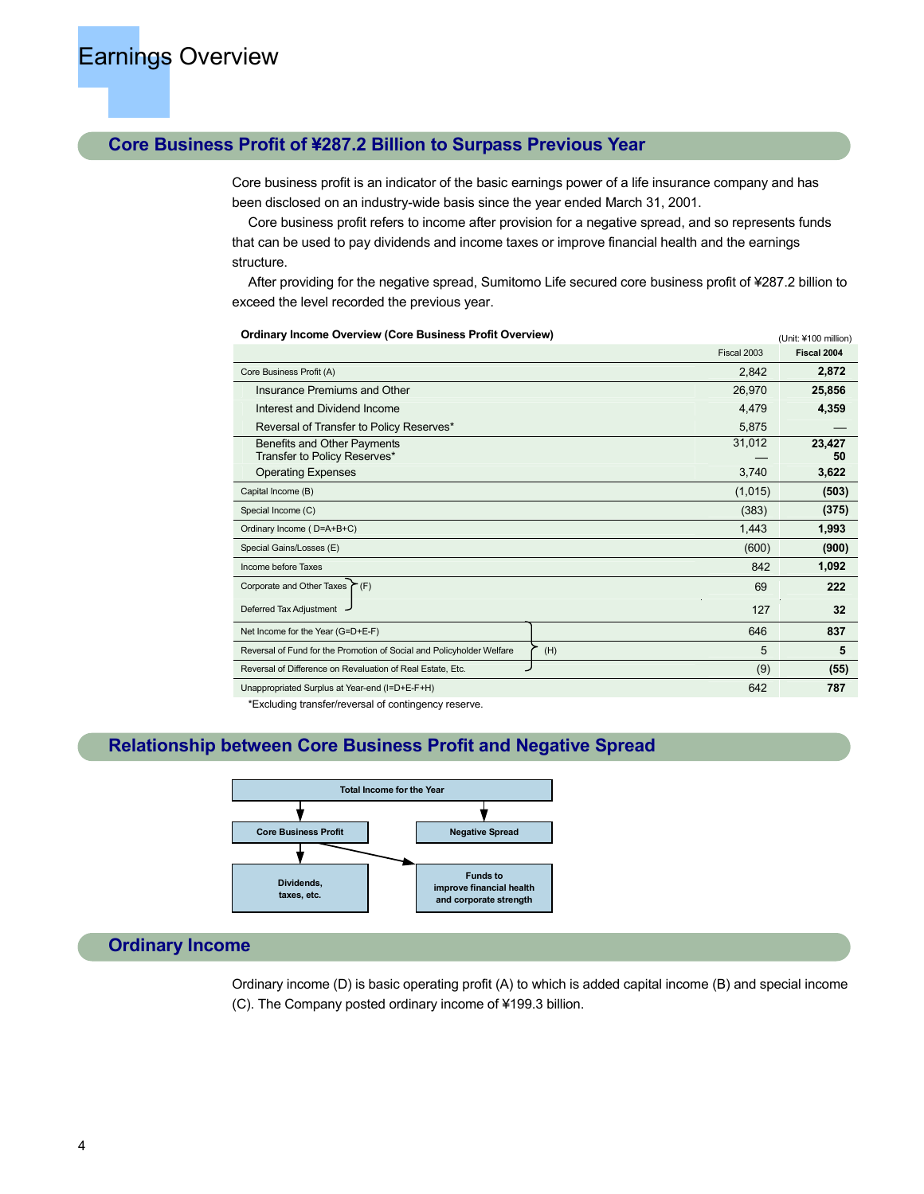# Earnings Overview

## Core Business Profit of ¥287.2 Billion to Surpass Previous Year

Core business profit is an indicator of the basic earnings power of a life insurance company and has been disclosed on an industry-wide basis since the year ended March 31, 2001.

Core business profit refers to income after provision for a negative spread, and so represents funds that can be used to pay dividends and income taxes or improve financial health and the earnings structure.

After providing for the negative spread, Sumitomo Life secured core business profit of ¥287.2 billion to exceed the level recorded the previous year.

**Ordinary Income Overview (Core Business Profit Overview)**

(Unit: ¥100 million)

| | Fiscal 2003 | **Fiscal 2004** |
|---|---|---|
| Core Business Profit (A) | 2,842 | **2,872** |
| Insurance Premiums and Other | 26,970 | **25,856** |
| Interest and Dividend Income | 4,479 | **4,359** |
| Reversal of Transfer to Policy Reserves* | 5,875 | **—** |
| Benefits and Other Payments | 31,012 | **23,427** |
| Transfer to Policy Reserves* | — | **50** |
| Operating Expenses | 3,740 | **3,622** |
| Capital Income (B) | (1,015) | **(503)** |
| Special Income (C) | (383) | **(375)** |
| Ordinary Income ( D=A+B+C) | 1,443 | **1,993** |
| Special Gains/Losses (E) | (600) | **(900)** |
| Income before Taxes | 842 | **1,092** |
| Corporate and Other Taxes (F) | 69 | **222** |
| Deferred Tax Adjustment (F) | 127 | **32** |
| Net Income for the Year (G=D+E-F) (H) | 646 | **837** |
| Reversal of Fund for the Promotion of Social and Policyholder Welfare (H) | 5 | **5** |
| Reversal of Difference on Revaluation of Real Estate, Etc. (H) | (9) | **(55)** |
| Unappropriated Surplus at Year-end (I=D+E-F+H) | 642 | **787** |

*Excluding transfer/reversal of contingency reserve.

## Relationship between Core Business Profit and Negative Spread

- Total Income for the Year → Core Business Profit, Negative Spread
- Core Business Profit → Dividends, taxes, etc.; Funds to improve financial health and corporate strength
- Negative Spread → Funds to improve financial health and corporate strength

## Ordinary Income

Ordinary income (D) is basic operating profit (A) to which is added capital income (B) and special income (C). The Company posted ordinary income of ¥199.3 billion.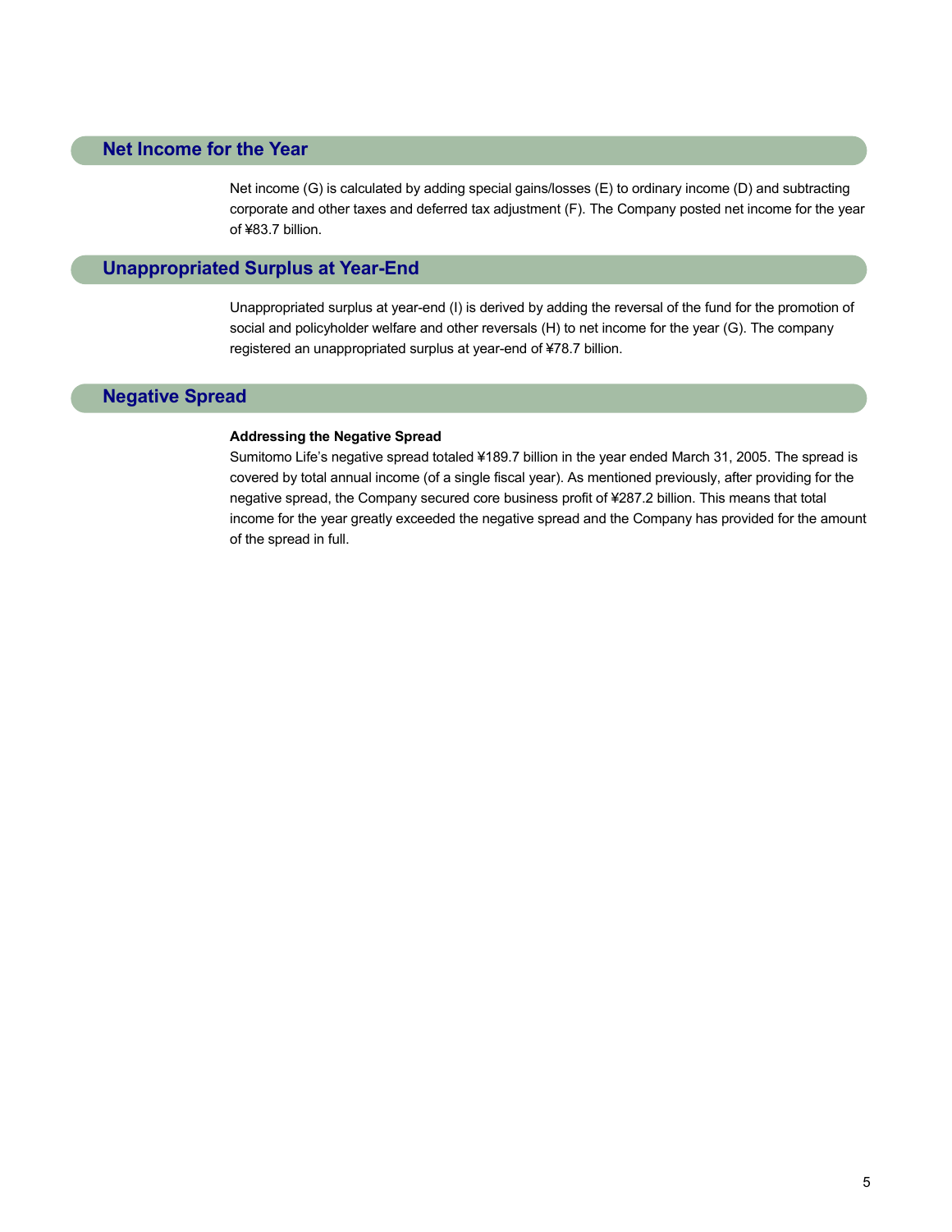## Net Income for the Year

Net income (G) is calculated by adding special gains/losses (E) to ordinary income (D) and subtracting corporate and other taxes and deferred tax adjustment (F). The Company posted net income for the year of ¥83.7 billion.

## Unappropriated Surplus at Year-End

Unappropriated surplus at year-end (I) is derived by adding the reversal of the fund for the promotion of social and policyholder welfare and other reversals (H) to net income for the year (G). The company registered an unappropriated surplus at year-end of ¥78.7 billion.

## Negative Spread

**Addressing the Negative Spread**

Sumitomo Life's negative spread totaled ¥189.7 billion in the year ended March 31, 2005. The spread is covered by total annual income (of a single fiscal year). As mentioned previously, after providing for the negative spread, the Company secured core business profit of ¥287.2 billion. This means that total income for the year greatly exceeded the negative spread and the Company has provided for the amount of the spread in full.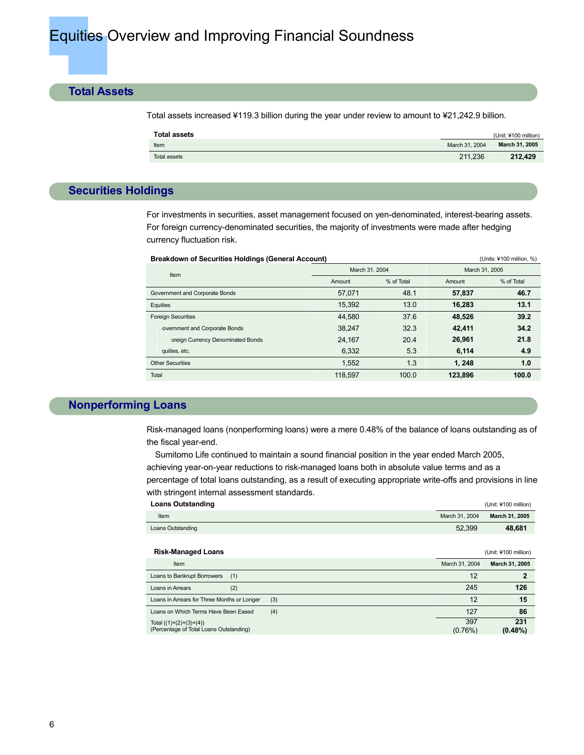# Equities Overview and Improving Financial Soundness

## Total Assets

Total assets increased ¥119.3 billion during the year under review to amount to ¥21,242.9 billion.

**Total assets** (Unit: ¥100 million)

| Item | March 31, 2004 | **March 31, 2005** |
|---|---|---|
| Total assets | 211,236 | **212,429** |

## Securities Holdings

For investments in securities, asset management focused on yen-denominated, interest-bearing assets. For foreign currency-denominated securities, the majority of investments were made after hedging currency fluctuation risk.

**Breakdown of Securities Holdings (General Account)** (Units: ¥100 million, %)

| Item | March 31, 2004 | | March 31, 2005 | |
|---|---|---|---|---|
| | Amount | % of Total | Amount | % of Total |
| Government and Corporate Bonds | 57,071 | 48.1 | **57,837** | **46.7** |
| Equities | 15,392 | 13.0 | **16,283** | **13.1** |
| Foreign Securities | 44,580 | 37.6 | **48,526** | **39.2** |
| overnment and Corporate Bonds | 38,247 | 32.3 | **42,411** | **34.2** |
| oreign Currency Denominated Bonds | 24,167 | 20.4 | **26,961** | **21.8** |
| quities, etc. | 6,332 | 5.3 | **6,114** | **4.9** |
| Other Securities | 1,552 | 1.3 | **1, 248** | **1.0** |
| Total | 118,597 | 100.0 | **123,896** | **100.0** |

## Nonperforming Loans

Risk-managed loans (nonperforming loans) were a mere 0.48% of the balance of loans outstanding as of the fiscal year-end.

Sumitomo Life continued to maintain a sound financial position in the year ended March 2005, achieving year-on-year reductions to risk-managed loans both in absolute value terms and as a percentage of total loans outstanding, as a result of executing appropriate write-offs and provisions in line with stringent internal assessment standards.

**Loans Outstanding** (Unit: ¥100 million)

| Item | March 31, 2004 | **March 31, 2005** |
|---|---|---|
| Loans Outstanding | 52,399 | **48,681** |

**Risk-Managed Loans** (Unit: ¥100 million)

| Item | March 31, 2004 | **March 31, 2005** |
|---|---|---|
| Loans to Bankrupt Borrowers (1) | 12 | **2** |
| Loans in Arrears (2) | 245 | **126** |
| Loans in Arrears for Three Months or Longer (3) | 12 | **15** |
| Loans on Which Terms Have Been Eased (4) | 127 | **86** |
| Total ((1)+(2)+(3)+(4)) (Percentage of Total Loans Outstanding) | 397 (0.76%) | **231 (0.48%)** |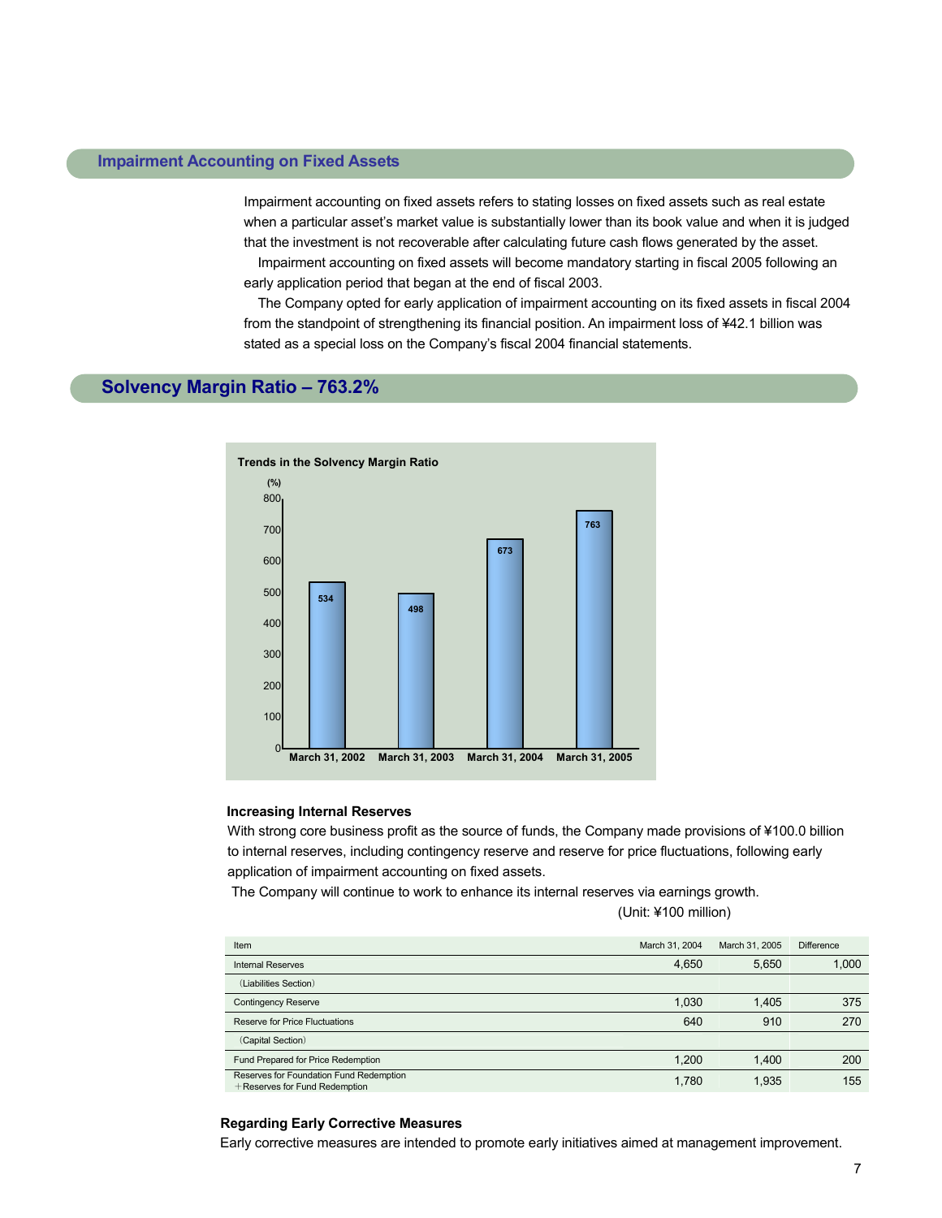## Impairment Accounting on Fixed Assets

Impairment accounting on fixed assets refers to stating losses on fixed assets such as real estate when a particular asset's market value is substantially lower than its book value and when it is judged that the investment is not recoverable after calculating future cash flows generated by the asset.

Impairment accounting on fixed assets will become mandatory starting in fiscal 2005 following an early application period that began at the end of fiscal 2003.

The Company opted for early application of impairment accounting on its fixed assets in fiscal 2004 from the standpoint of strengthening its financial position. An impairment loss of ¥42.1 billion was stated as a special loss on the Company's fiscal 2004 financial statements.

## Solvency Margin Ratio – 763.2%

**Trends in the Solvency Margin Ratio**

(%)

| March 31, 2002 | March 31, 2003 | March 31, 2004 | March 31, 2005 |
|---|---|---|---|
| 534 | 498 | 673 | 763 |

### Increasing Internal Reserves

With strong core business profit as the source of funds, the Company made provisions of ¥100.0 billion to internal reserves, including contingency reserve and reserve for price fluctuations, following early application of impairment accounting on fixed assets.

The Company will continue to work to enhance its internal reserves via earnings growth.

(Unit: ¥100 million)

| Item | March 31, 2004 | March 31, 2005 | Difference |
|---|---|---|---|
| Internal Reserves | 4,650 | 5,650 | 1,000 |
| (Liabilities Section) | | | |
| Contingency Reserve | 1,030 | 1,405 | 375 |
| Reserve for Price Fluctuations | 640 | 910 | 270 |
| (Capital Section) | | | |
| Fund Prepared for Price Redemption | 1,200 | 1,400 | 200 |
| Reserves for Foundation Fund Redemption ＋Reserves for Fund Redemption | 1,780 | 1,935 | 155 |

### Regarding Early Corrective Measures

Early corrective measures are intended to promote early initiatives aimed at management improvement.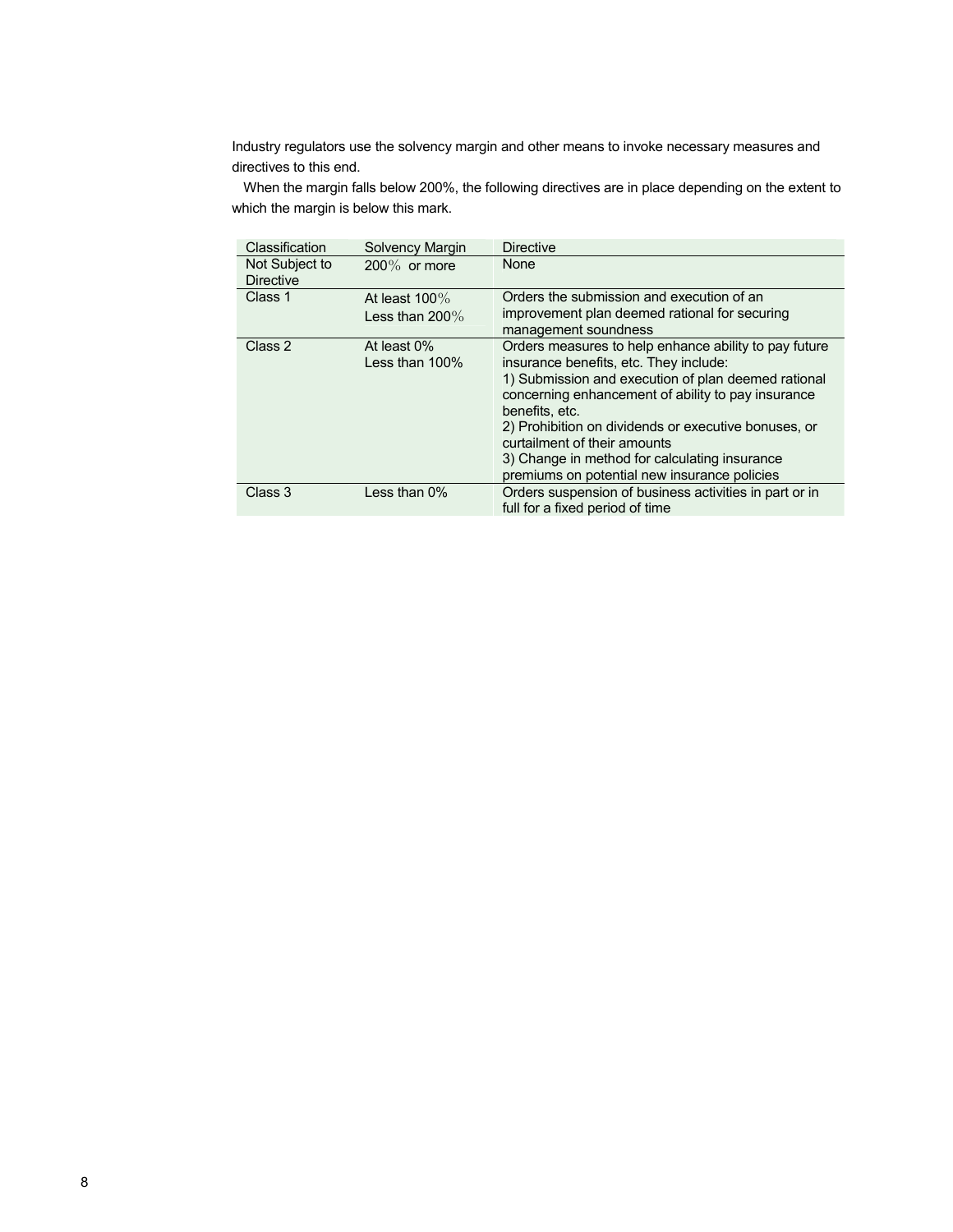Industry regulators use the solvency margin and other means to invoke necessary measures and directives to this end.

When the margin falls below 200%, the following directives are in place depending on the extent to which the margin is below this mark.

| Classification | Solvency Margin | Directive |
|---|---|---|
| Not Subject to Directive | 200% or more | None |
| Class 1 | At least 100%<br>Less than 200% | Orders the submission and execution of an improvement plan deemed rational for securing management soundness |
| Class 2 | At least 0%<br>Less than 100% | Orders measures to help enhance ability to pay future insurance benefits, etc. They include:<br>1) Submission and execution of plan deemed rational concerning enhancement of ability to pay insurance benefits, etc.<br>2) Prohibition on dividends or executive bonuses, or curtailment of their amounts<br>3) Change in method for calculating insurance premiums on potential new insurance policies |
| Class 3 | Less than 0% | Orders suspension of business activities in part or in full for a fixed period of time |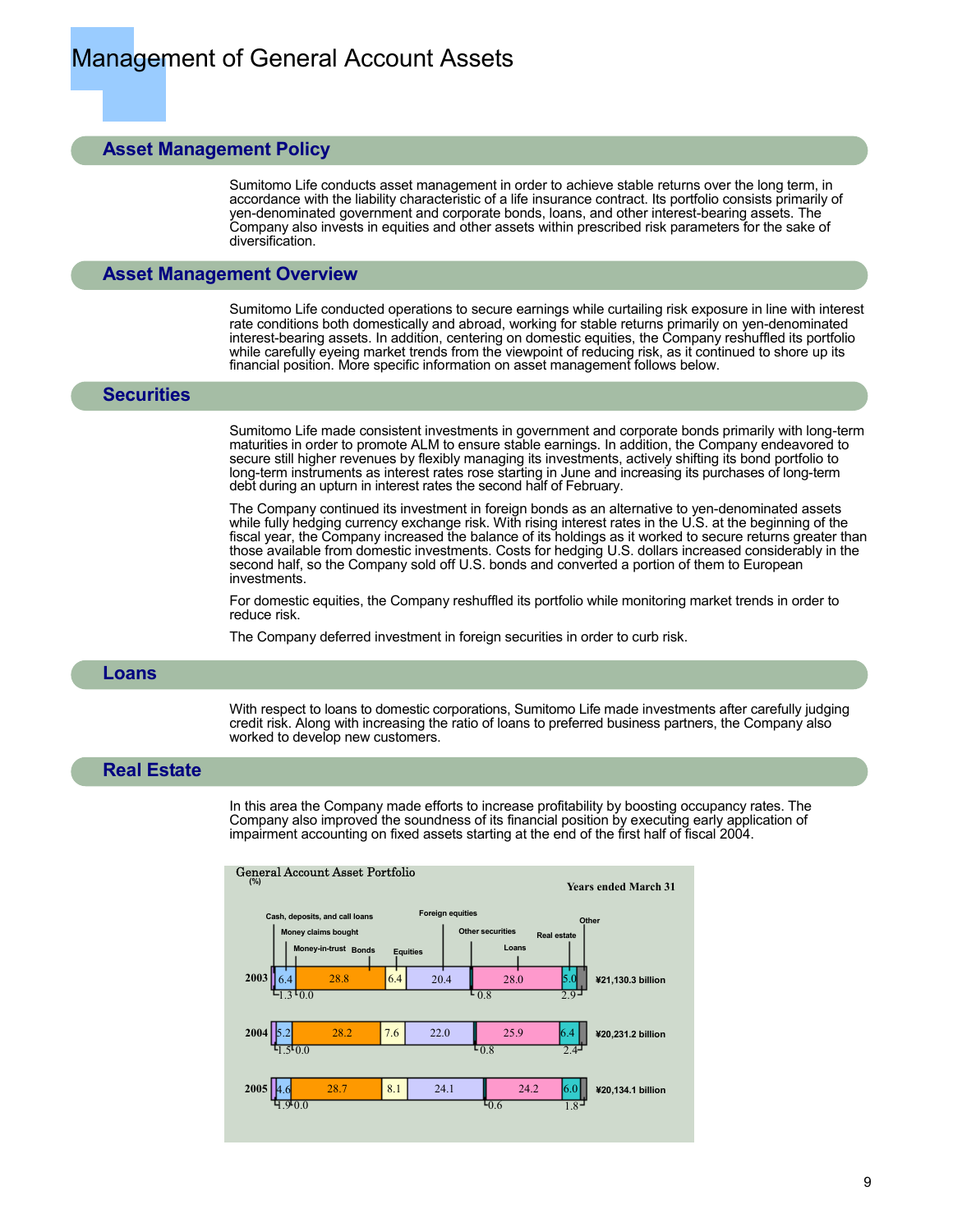# Management of General Account Assets

## Asset Management Policy

Sumitomo Life conducts asset management in order to achieve stable returns over the long term, in accordance with the liability characteristic of a life insurance contract. Its portfolio consists primarily of yen-denominated government and corporate bonds, loans, and other interest-bearing assets. The Company also invests in equities and other assets within prescribed risk parameters for the sake of diversification.

## Asset Management Overview

Sumitomo Life conducted operations to secure earnings while curtailing risk exposure in line with interest rate conditions both domestically and abroad, working for stable returns primarily on yen-denominated interest-bearing assets. In addition, centering on domestic equities, the Company reshuffled its portfolio while carefully eyeing market trends from the viewpoint of reducing risk, as it continued to shore up its financial position. More specific information on asset management follows below.

## Securities

Sumitomo Life made consistent investments in government and corporate bonds primarily with long-term maturities in order to promote ALM to ensure stable earnings. In addition, the Company endeavored to secure still higher revenues by flexibly managing its investments, actively shifting its bond portfolio to long-term instruments as interest rates rose starting in June and increasing its purchases of long-term debt during an upturn in interest rates the second half of February.

The Company continued its investment in foreign bonds as an alternative to yen-denominated assets while fully hedging currency exchange risk. With rising interest rates in the U.S. at the beginning of the fiscal year, the Company increased the balance of its holdings as it worked to secure returns greater than those available from domestic investments. Costs for hedging U.S. dollars increased considerably in the second half, so the Company sold off U.S. bonds and converted a portion of them to European investments.

For domestic equities, the Company reshuffled its portfolio while monitoring market trends in order to reduce risk.

The Company deferred investment in foreign securities in order to curb risk.

## Loans

With respect to loans to domestic corporations, Sumitomo Life made investments after carefully judging credit risk. Along with increasing the ratio of loans to preferred business partners, the Company also worked to develop new customers.

## Real Estate

In this area the Company made efforts to increase profitability by boosting occupancy rates. The Company also improved the soundness of its financial position by executing early application of impairment accounting on fixed assets starting at the end of the first half of fiscal 2004.

General Account Asset Portfolio (%)

Years ended March 31

| | Cash, deposits, and call loans | Money claims bought | Money-in-trust | Bonds | Equities | Foreign equities | Other securities | Loans | Real estate | Other | Total |
|---|---|---|---|---|---|---|---|---|---|---|---|
| 2003 | 1.3 | 6.4 | 0.0 | 28.8 | 6.4 | 20.4 | 0.8 | 28.0 | 5.0 | 2.9 | ¥21,130.3 billion |
| 2004 | 1.5 | 5.2 | 0.0 | 28.2 | 7.6 | 22.0 | 0.8 | 25.9 | 6.4 | 2.4 | ¥20,231.2 billion |
| 2005 | 1.9 | 4.6 | 0.0 | 28.7 | 8.1 | 24.1 | 0.6 | 24.2 | 6.0 | 1.8 | ¥20,134.1 billion |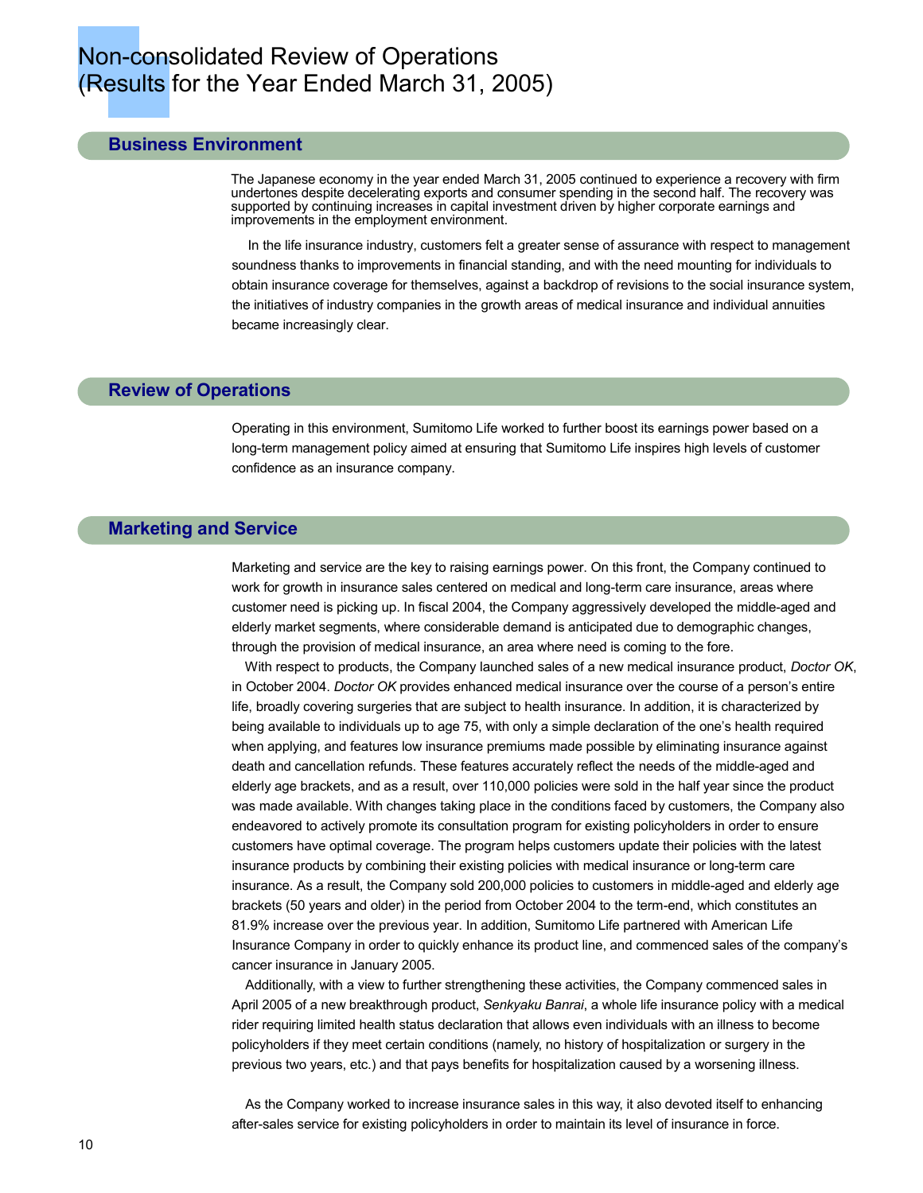# Non-consolidated Review of Operations (Results for the Year Ended March 31, 2005)

## Business Environment

The Japanese economy in the year ended March 31, 2005 continued to experience a recovery with firm undertones despite decelerating exports and consumer spending in the second half. The recovery was supported by continuing increases in capital investment driven by higher corporate earnings and improvements in the employment environment.

In the life insurance industry, customers felt a greater sense of assurance with respect to management soundness thanks to improvements in financial standing, and with the need mounting for individuals to obtain insurance coverage for themselves, against a backdrop of revisions to the social insurance system, the initiatives of industry companies in the growth areas of medical insurance and individual annuities became increasingly clear.

## Review of Operations

Operating in this environment, Sumitomo Life worked to further boost its earnings power based on a long-term management policy aimed at ensuring that Sumitomo Life inspires high levels of customer confidence as an insurance company.

## Marketing and Service

Marketing and service are the key to raising earnings power. On this front, the Company continued to work for growth in insurance sales centered on medical and long-term care insurance, areas where customer need is picking up. In fiscal 2004, the Company aggressively developed the middle-aged and elderly market segments, where considerable demand is anticipated due to demographic changes, through the provision of medical insurance, an area where need is coming to the fore.

With respect to products, the Company launched sales of a new medical insurance product, *Doctor OK*, in October 2004. *Doctor OK* provides enhanced medical insurance over the course of a person's entire life, broadly covering surgeries that are subject to health insurance. In addition, it is characterized by being available to individuals up to age 75, with only a simple declaration of the one's health required when applying, and features low insurance premiums made possible by eliminating insurance against death and cancellation refunds. These features accurately reflect the needs of the middle-aged and elderly age brackets, and as a result, over 110,000 policies were sold in the half year since the product was made available. With changes taking place in the conditions faced by customers, the Company also endeavored to actively promote its consultation program for existing policyholders in order to ensure customers have optimal coverage. The program helps customers update their policies with the latest insurance products by combining their existing policies with medical insurance or long-term care insurance. As a result, the Company sold 200,000 policies to customers in middle-aged and elderly age brackets (50 years and older) in the period from October 2004 to the term-end, which constitutes an 81.9% increase over the previous year. In addition, Sumitomo Life partnered with American Life Insurance Company in order to quickly enhance its product line, and commenced sales of the company's cancer insurance in January 2005.

Additionally, with a view to further strengthening these activities, the Company commenced sales in April 2005 of a new breakthrough product, *Senkyaku Banrai*, a whole life insurance policy with a medical rider requiring limited health status declaration that allows even individuals with an illness to become policyholders if they meet certain conditions (namely, no history of hospitalization or surgery in the previous two years, etc.) and that pays benefits for hospitalization caused by a worsening illness.

As the Company worked to increase insurance sales in this way, it also devoted itself to enhancing after-sales service for existing policyholders in order to maintain its level of insurance in force.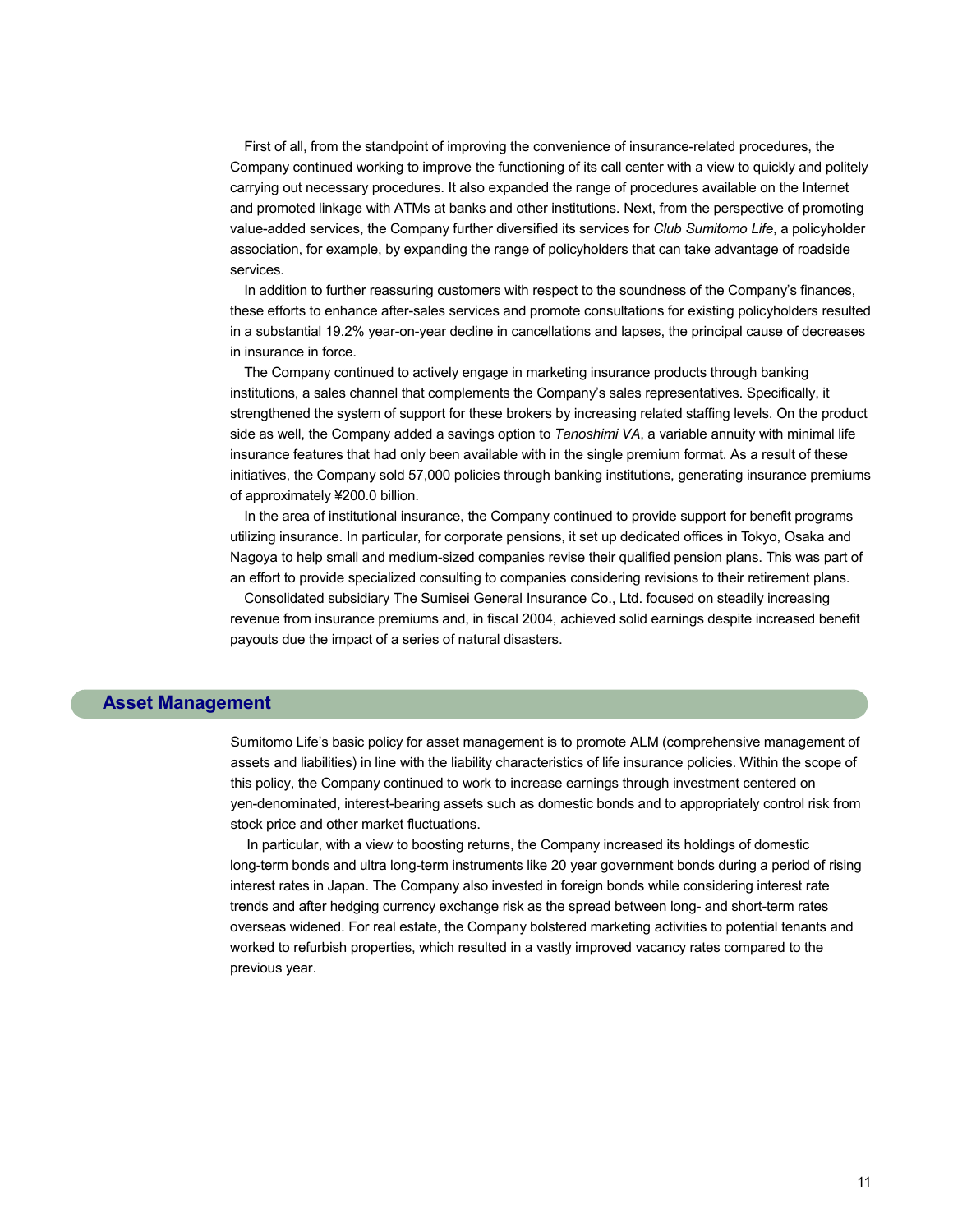First of all, from the standpoint of improving the convenience of insurance-related procedures, the Company continued working to improve the functioning of its call center with a view to quickly and politely carrying out necessary procedures. It also expanded the range of procedures available on the Internet and promoted linkage with ATMs at banks and other institutions. Next, from the perspective of promoting value-added services, the Company further diversified its services for *Club Sumitomo Life*, a policyholder association, for example, by expanding the range of policyholders that can take advantage of roadside services.

In addition to further reassuring customers with respect to the soundness of the Company's finances, these efforts to enhance after-sales services and promote consultations for existing policyholders resulted in a substantial 19.2% year-on-year decline in cancellations and lapses, the principal cause of decreases in insurance in force.

The Company continued to actively engage in marketing insurance products through banking institutions, a sales channel that complements the Company's sales representatives. Specifically, it strengthened the system of support for these brokers by increasing related staffing levels. On the product side as well, the Company added a savings option to *Tanoshimi VA*, a variable annuity with minimal life insurance features that had only been available with in the single premium format. As a result of these initiatives, the Company sold 57,000 policies through banking institutions, generating insurance premiums of approximately ¥200.0 billion.

In the area of institutional insurance, the Company continued to provide support for benefit programs utilizing insurance. In particular, for corporate pensions, it set up dedicated offices in Tokyo, Osaka and Nagoya to help small and medium-sized companies revise their qualified pension plans. This was part of an effort to provide specialized consulting to companies considering revisions to their retirement plans.

Consolidated subsidiary The Sumisei General Insurance Co., Ltd. focused on steadily increasing revenue from insurance premiums and, in fiscal 2004, achieved solid earnings despite increased benefit payouts due the impact of a series of natural disasters.

## Asset Management

Sumitomo Life's basic policy for asset management is to promote ALM (comprehensive management of assets and liabilities) in line with the liability characteristics of life insurance policies. Within the scope of this policy, the Company continued to work to increase earnings through investment centered on yen-denominated, interest-bearing assets such as domestic bonds and to appropriately control risk from stock price and other market fluctuations.

In particular, with a view to boosting returns, the Company increased its holdings of domestic long-term bonds and ultra long-term instruments like 20 year government bonds during a period of rising interest rates in Japan. The Company also invested in foreign bonds while considering interest rate trends and after hedging currency exchange risk as the spread between long- and short-term rates overseas widened. For real estate, the Company bolstered marketing activities to potential tenants and worked to refurbish properties, which resulted in a vastly improved vacancy rates compared to the previous year.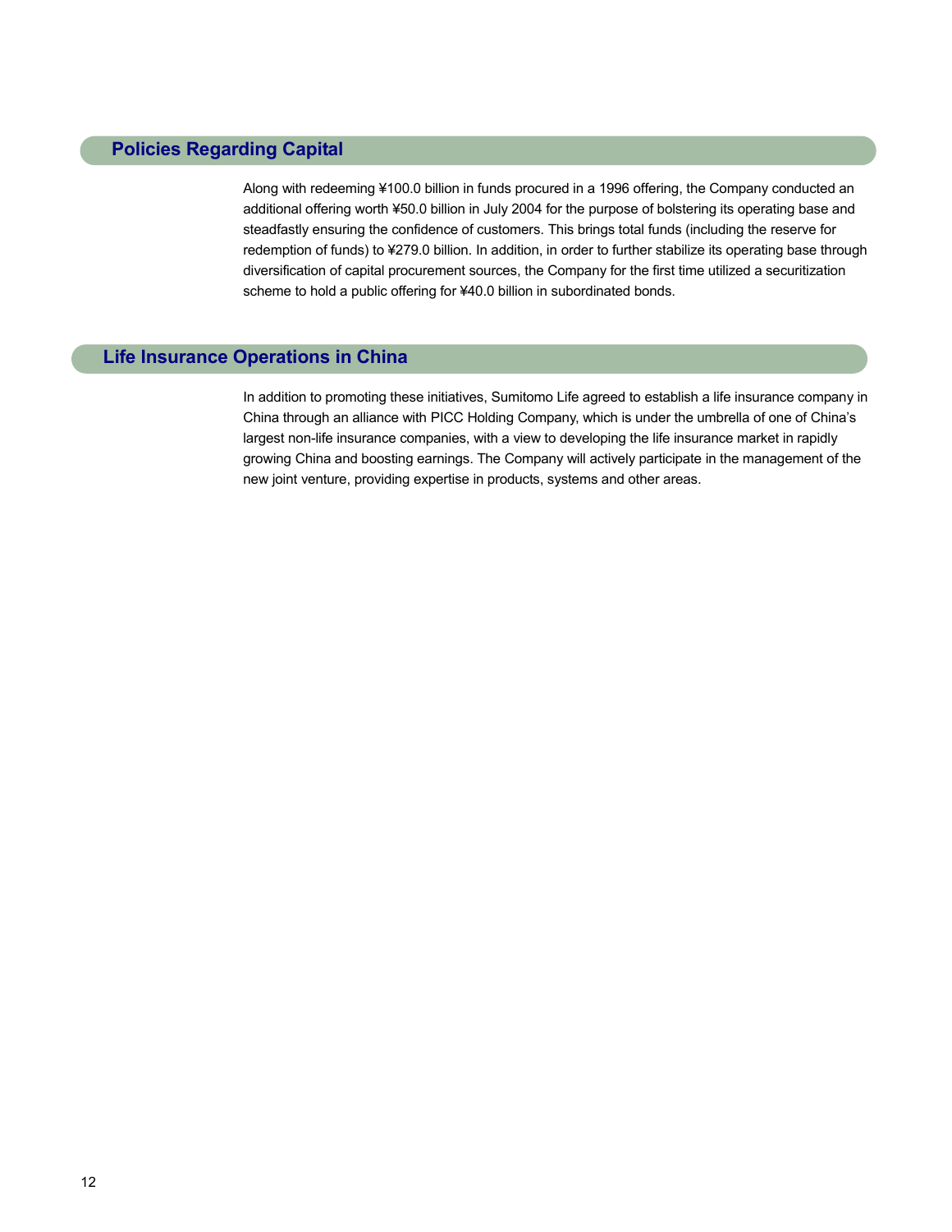## Policies Regarding Capital

Along with redeeming ¥100.0 billion in funds procured in a 1996 offering, the Company conducted an additional offering worth ¥50.0 billion in July 2004 for the purpose of bolstering its operating base and steadfastly ensuring the confidence of customers. This brings total funds (including the reserve for redemption of funds) to ¥279.0 billion. In addition, in order to further stabilize its operating base through diversification of capital procurement sources, the Company for the first time utilized a securitization scheme to hold a public offering for ¥40.0 billion in subordinated bonds.

## Life Insurance Operations in China

In addition to promoting these initiatives, Sumitomo Life agreed to establish a life insurance company in China through an alliance with PICC Holding Company, which is under the umbrella of one of China's largest non-life insurance companies, with a view to developing the life insurance market in rapidly growing China and boosting earnings. The Company will actively participate in the management of the new joint venture, providing expertise in products, systems and other areas.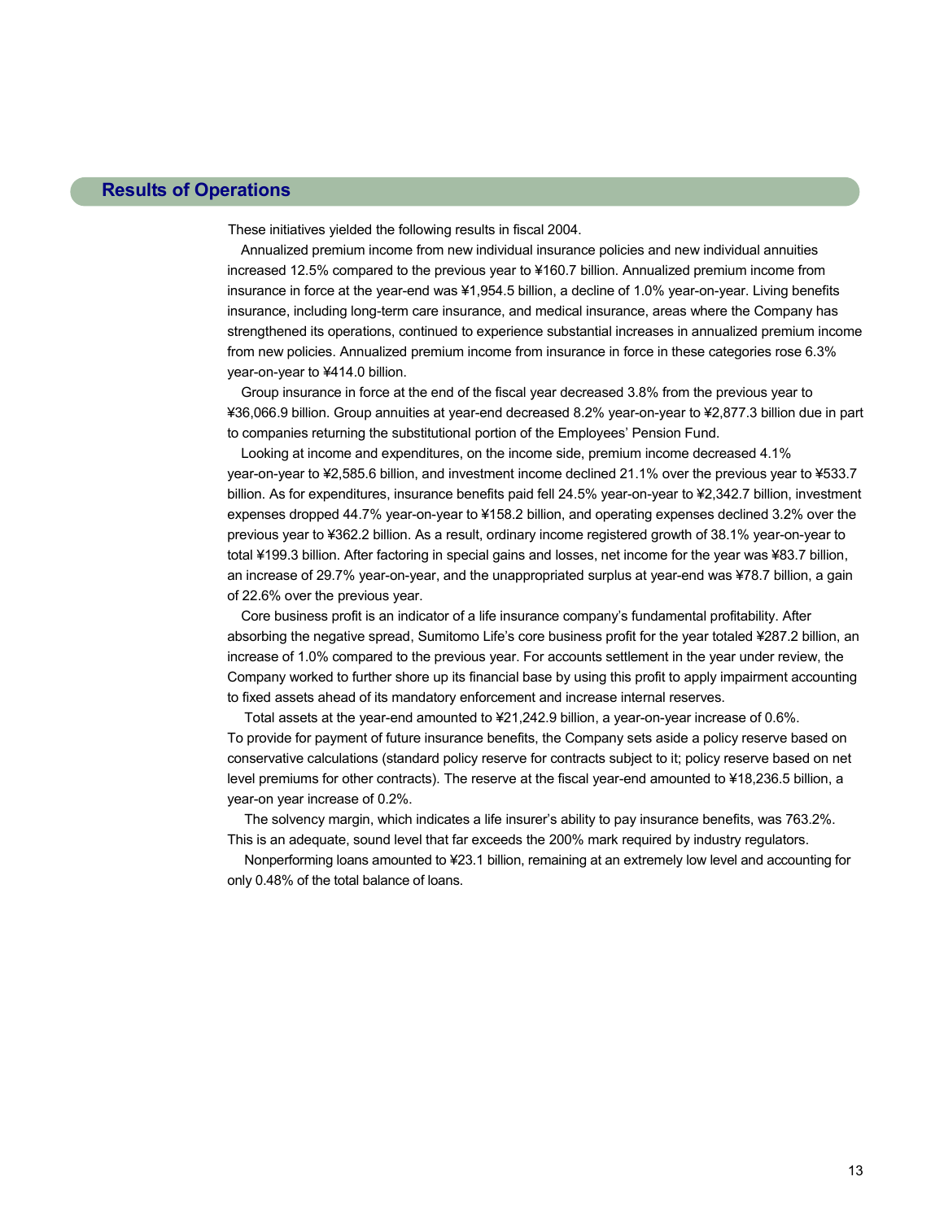## Results of Operations

These initiatives yielded the following results in fiscal 2004.

Annualized premium income from new individual insurance policies and new individual annuities increased 12.5% compared to the previous year to ¥160.7 billion. Annualized premium income from insurance in force at the year-end was ¥1,954.5 billion, a decline of 1.0% year-on-year. Living benefits insurance, including long-term care insurance, and medical insurance, areas where the Company has strengthened its operations, continued to experience substantial increases in annualized premium income from new policies. Annualized premium income from insurance in force in these categories rose 6.3% year-on-year to ¥414.0 billion.

Group insurance in force at the end of the fiscal year decreased 3.8% from the previous year to ¥36,066.9 billion. Group annuities at year-end decreased 8.2% year-on-year to ¥2,877.3 billion due in part to companies returning the substitutional portion of the Employees' Pension Fund.

Looking at income and expenditures, on the income side, premium income decreased 4.1% year-on-year to ¥2,585.6 billion, and investment income declined 21.1% over the previous year to ¥533.7 billion. As for expenditures, insurance benefits paid fell 24.5% year-on-year to ¥2,342.7 billion, investment expenses dropped 44.7% year-on-year to ¥158.2 billion, and operating expenses declined 3.2% over the previous year to ¥362.2 billion. As a result, ordinary income registered growth of 38.1% year-on-year to total ¥199.3 billion. After factoring in special gains and losses, net income for the year was ¥83.7 billion, an increase of 29.7% year-on-year, and the unappropriated surplus at year-end was ¥78.7 billion, a gain of 22.6% over the previous year.

Core business profit is an indicator of a life insurance company's fundamental profitability. After absorbing the negative spread, Sumitomo Life's core business profit for the year totaled ¥287.2 billion, an increase of 1.0% compared to the previous year. For accounts settlement in the year under review, the Company worked to further shore up its financial base by using this profit to apply impairment accounting to fixed assets ahead of its mandatory enforcement and increase internal reserves.

Total assets at the year-end amounted to ¥21,242.9 billion, a year-on-year increase of 0.6%. To provide for payment of future insurance benefits, the Company sets aside a policy reserve based on conservative calculations (standard policy reserve for contracts subject to it; policy reserve based on net level premiums for other contracts). The reserve at the fiscal year-end amounted to ¥18,236.5 billion, a year-on year increase of 0.2%.

The solvency margin, which indicates a life insurer's ability to pay insurance benefits, was 763.2%. This is an adequate, sound level that far exceeds the 200% mark required by industry regulators.

Nonperforming loans amounted to ¥23.1 billion, remaining at an extremely low level and accounting for only 0.48% of the total balance of loans.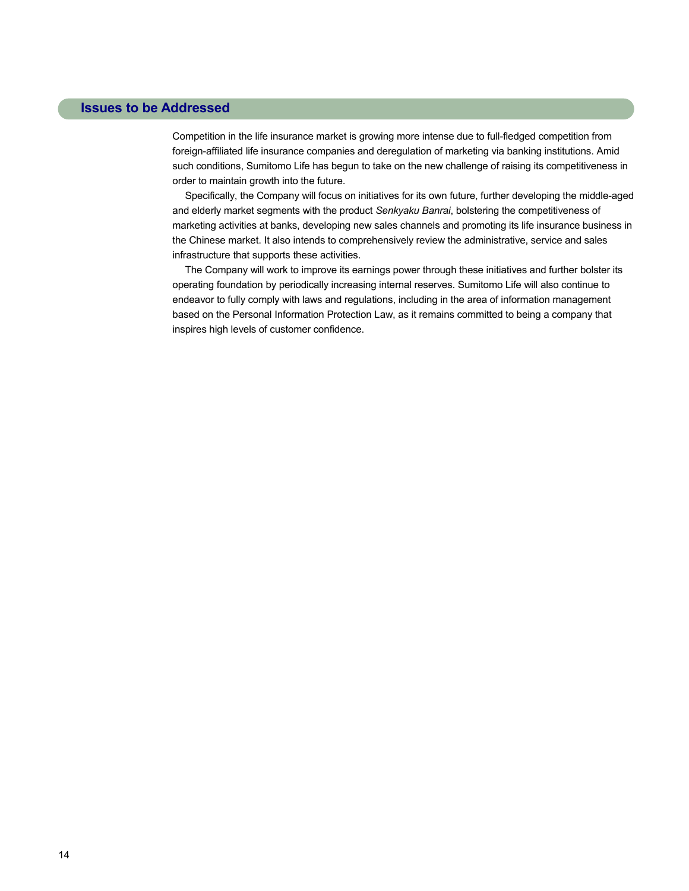## Issues to be Addressed

Competition in the life insurance market is growing more intense due to full-fledged competition from foreign-affiliated life insurance companies and deregulation of marketing via banking institutions. Amid such conditions, Sumitomo Life has begun to take on the new challenge of raising its competitiveness in order to maintain growth into the future.

Specifically, the Company will focus on initiatives for its own future, further developing the middle-aged and elderly market segments with the product *Senkyaku Banrai*, bolstering the competitiveness of marketing activities at banks, developing new sales channels and promoting its life insurance business in the Chinese market. It also intends to comprehensively review the administrative, service and sales infrastructure that supports these activities.

The Company will work to improve its earnings power through these initiatives and further bolster its operating foundation by periodically increasing internal reserves. Sumitomo Life will also continue to endeavor to fully comply with laws and regulations, including in the area of information management based on the Personal Information Protection Law, as it remains committed to being a company that inspires high levels of customer confidence.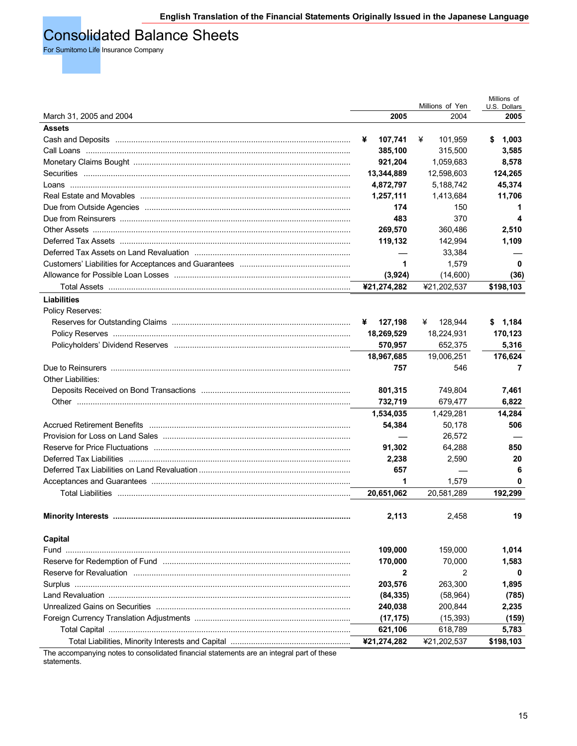English Translation of the Financial Statements Originally Issued in the Japanese Language

# Consolidated Balance Sheets

For Sumitomo Life Insurance Company

| March 31, 2005 and 2004 | Millions of Yen 2005 | Millions of Yen 2004 | Millions of U.S. Dollars 2005 |
|---|---|---|---|
| **Assets** | | | |
| Cash and Deposits | **¥ 107,741** | ¥ 101,959 | **$ 1,003** |
| Call Loans | **385,100** | 315,500 | **3,585** |
| Monetary Claims Bought | **921,204** | 1,059,683 | **8,578** |
| Securities | **13,344,889** | 12,598,603 | **124,265** |
| Loans | **4,872,797** | 5,188,742 | **45,374** |
| Real Estate and Movables | **1,257,111** | 1,413,684 | **11,706** |
| Due from Outside Agencies | **174** | 150 | **1** |
| Due from Reinsurers | **483** | 370 | **4** |
| Other Assets | **269,570** | 360,486 | **2,510** |
| Deferred Tax Assets | **119,132** | 142,994 | **1,109** |
| Deferred Tax Assets on Land Revaluation | **—** | 33,384 | **—** |
| Customers' Liabilities for Acceptances and Guarantees | **1** | 1,579 | **0** |
| Allowance for Possible Loan Losses | **(3,924)** | (14,600) | **(36)** |
| Total Assets | **¥21,274,282** | ¥21,202,537 | **$198,103** |
| **Liabilities** | | | |
| Policy Reserves: | | | |
| Reserves for Outstanding Claims | **¥ 127,198** | ¥ 128,944 | **$ 1,184** |
| Policy Reserves | **18,269,529** | 18,224,931 | **170,123** |
| Policyholders' Dividend Reserves | **570,957** | 652,375 | **5,316** |
| | **18,967,685** | 19,006,251 | **176,624** |
| Due to Reinsurers | **757** | 546 | **7** |
| Other Liabilities: | | | |
| Deposits Received on Bond Transactions | **801,315** | 749,804 | **7,461** |
| Other | **732,719** | 679,477 | **6,822** |
| | **1,534,035** | 1,429,281 | **14,284** |
| Accrued Retirement Benefits | **54,384** | 50,178 | **506** |
| Provision for Loss on Land Sales | **—** | 26,572 | **—** |
| Reserve for Price Fluctuations | **91,302** | 64,288 | **850** |
| Deferred Tax Liabilities | **2,238** | 2,590 | **20** |
| Deferred Tax Liabilities on Land Revaluation | **657** | — | **6** |
| Acceptances and Guarantees | **1** | 1,579 | **0** |
| Total Liabilities | **20,651,062** | 20,581,289 | **192,299** |
| **Minority Interests** | **2,113** | 2,458 | **19** |
| **Capital** | | | |
| Fund | **109,000** | 159,000 | **1,014** |
| Reserve for Redemption of Fund | **170,000** | 70,000 | **1,583** |
| Reserve for Revaluation | **2** | 2 | **0** |
| Surplus | **203,576** | 263,300 | **1,895** |
| Land Revaluation | **(84,335)** | (58,964) | **(785)** |
| Unrealized Gains on Securities | **240,038** | 200,844 | **2,235** |
| Foreign Currency Translation Adjustments | **(17,175)** | (15,393) | **(159)** |
| Total Capital | **621,106** | 618,789 | **5,783** |
| Total Liabilities, Minority Interests and Capital | **¥21,274,282** | ¥21,202,537 | **$198,103** |

The accompanying notes to consolidated financial statements are an integral part of these statements.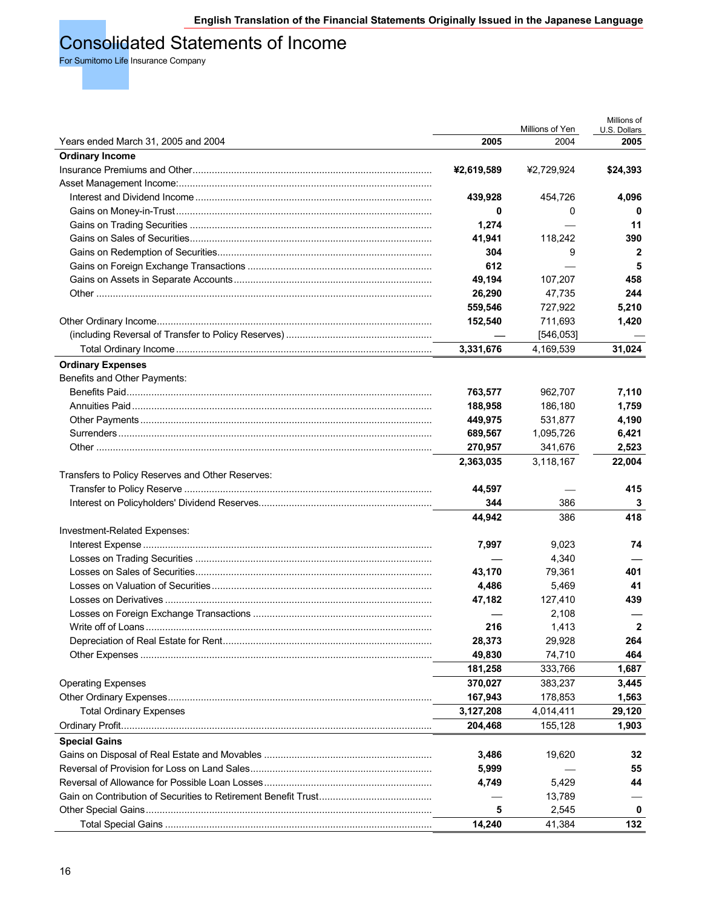English Translation of the Financial Statements Originally Issued in the Japanese Language

# Consolidated Statements of Income

For Sumitomo Life Insurance Company

| Years ended March 31, 2005 and 2004 | Millions of Yen 2005 | 2004 | Millions of U.S. Dollars 2005 |
|---|---|---|---|
| **Ordinary Income** | | | |
| Insurance Premiums and Other | **¥2,619,589** | ¥2,729,924 | **$24,393** |
| Asset Management Income: | | | |
| Interest and Dividend Income | **439,928** | 454,726 | **4,096** |
| Gains on Money-in-Trust | **0** | 0 | **0** |
| Gains on Trading Securities | **1,274** | — | **11** |
| Gains on Sales of Securities | **41,941** | 118,242 | **390** |
| Gains on Redemption of Securities | **304** | 9 | **2** |
| Gains on Foreign Exchange Transactions | **612** | — | **5** |
| Gains on Assets in Separate Accounts | **49,194** | 107,207 | **458** |
| Other | **26,290** | 47,735 | **244** |
| | **559,546** | 727,922 | **5,210** |
| Other Ordinary Income | **152,540** | 711,693 | **1,420** |
| (including Reversal of Transfer to Policy Reserves) | — | [546,053] | — |
| Total Ordinary Income | **3,331,676** | 4,169,539 | **31,024** |
| **Ordinary Expenses** | | | |
| Benefits and Other Payments: | | | |
| Benefits Paid | **763,577** | 962,707 | **7,110** |
| Annuities Paid | **188,958** | 186,180 | **1,759** |
| Other Payments | **449,975** | 531,877 | **4,190** |
| Surrenders | **689,567** | 1,095,726 | **6,421** |
| Other | **270,957** | 341,676 | **2,523** |
| | **2,363,035** | 3,118,167 | **22,004** |
| Transfers to Policy Reserves and Other Reserves: | | | |
| Transfer to Policy Reserve | **44,597** | — | **415** |
| Interest on Policyholders' Dividend Reserves | **344** | 386 | **3** |
| | **44,942** | 386 | **418** |
| Investment-Related Expenses: | | | |
| Interest Expense | **7,997** | 9,023 | **74** |
| Losses on Trading Securities | — | 4,340 | — |
| Losses on Sales of Securities | **43,170** | 79,361 | **401** |
| Losses on Valuation of Securities | **4,486** | 5,469 | **41** |
| Losses on Derivatives | **47,182** | 127,410 | **439** |
| Losses on Foreign Exchange Transactions | — | 2,108 | — |
| Write off of Loans | **216** | 1,413 | **2** |
| Depreciation of Real Estate for Rent | **28,373** | 29,928 | **264** |
| Other Expenses | **49,830** | 74,710 | **464** |
| | **181,258** | 333,766 | **1,687** |
| Operating Expenses | **370,027** | 383,237 | **3,445** |
| Other Ordinary Expenses | **167,943** | 178,853 | **1,563** |
| Total Ordinary Expenses | **3,127,208** | 4,014,411 | **29,120** |
| Ordinary Profit | **204,468** | 155,128 | **1,903** |
| **Special Gains** | | | |
| Gains on Disposal of Real Estate and Movables | **3,486** | 19,620 | **32** |
| Reversal of Provision for Loss on Land Sales | **5,999** | — | **55** |
| Reversal of Allowance for Possible Loan Losses | **4,749** | 5,429 | **44** |
| Gain on Contribution of Securities to Retirement Benefit Trust | — | 13,789 | — |
| Other Special Gains | **5** | 2,545 | **0** |
| Total Special Gains | **14,240** | 41,384 | **132** |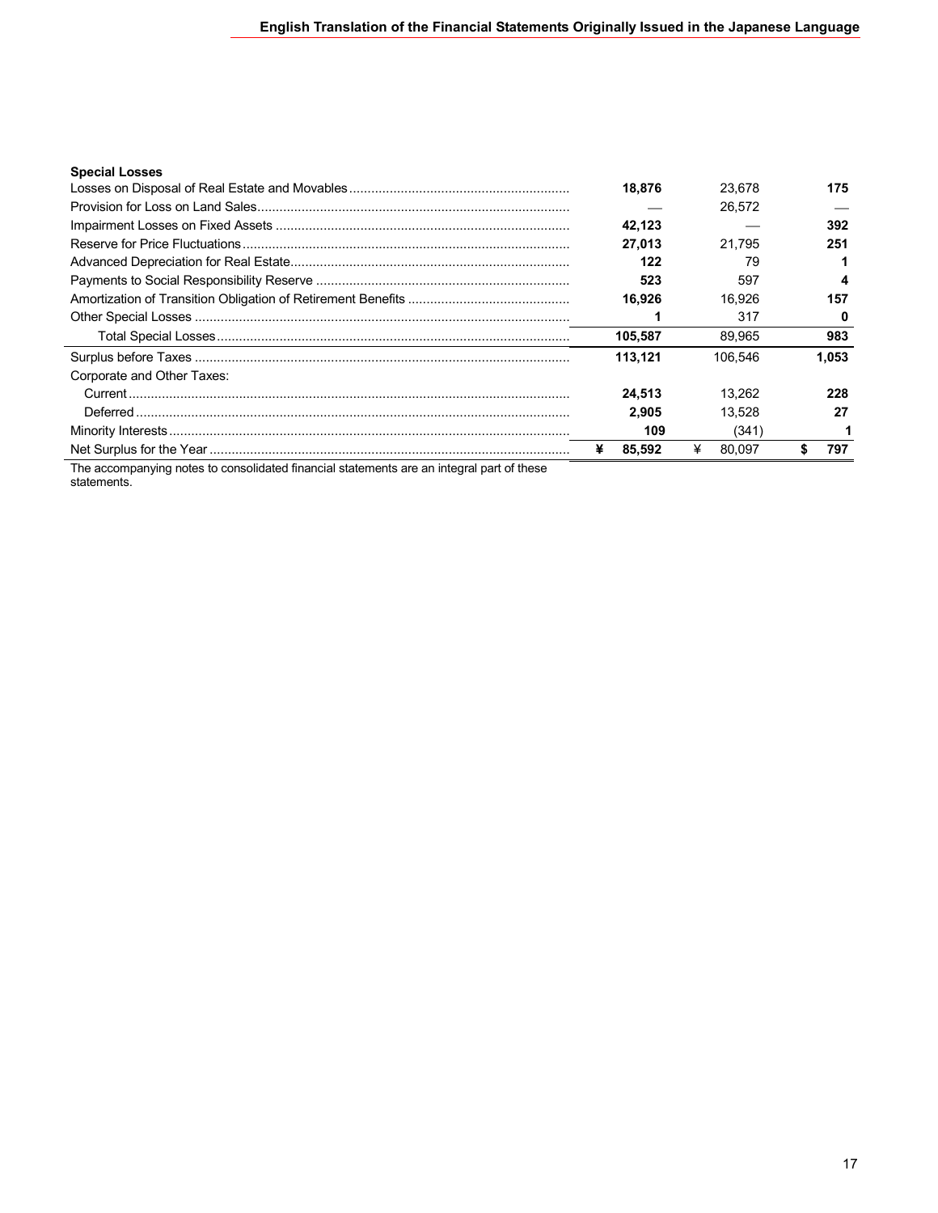| | | | |
|---|---|---|---|
| **Special Losses** | | | |
| Losses on Disposal of Real Estate and Movables | **18,876** | 23,678 | **175** |
| Provision for Loss on Land Sales | **—** | 26,572 | **—** |
| Impairment Losses on Fixed Assets | **42,123** | — | **392** |
| Reserve for Price Fluctuations | **27,013** | 21,795 | **251** |
| Advanced Depreciation for Real Estate | **122** | 79 | **1** |
| Payments to Social Responsibility Reserve | **523** | 597 | **4** |
| Amortization of Transition Obligation of Retirement Benefits | **16,926** | 16,926 | **157** |
| Other Special Losses | **1** | 317 | **0** |
| Total Special Losses | **105,587** | 89,965 | **983** |
| Surplus before Taxes | **113,121** | 106,546 | **1,053** |
| Corporate and Other Taxes: | | | |
| Current | **24,513** | 13,262 | **228** |
| Deferred | **2,905** | 13,528 | **27** |
| Minority Interests | **109** | (341) | **1** |
| Net Surplus for the Year | **¥ 85,592** | ¥ 80,097 | **$ 797** |

The accompanying notes to consolidated financial statements are an integral part of these statements.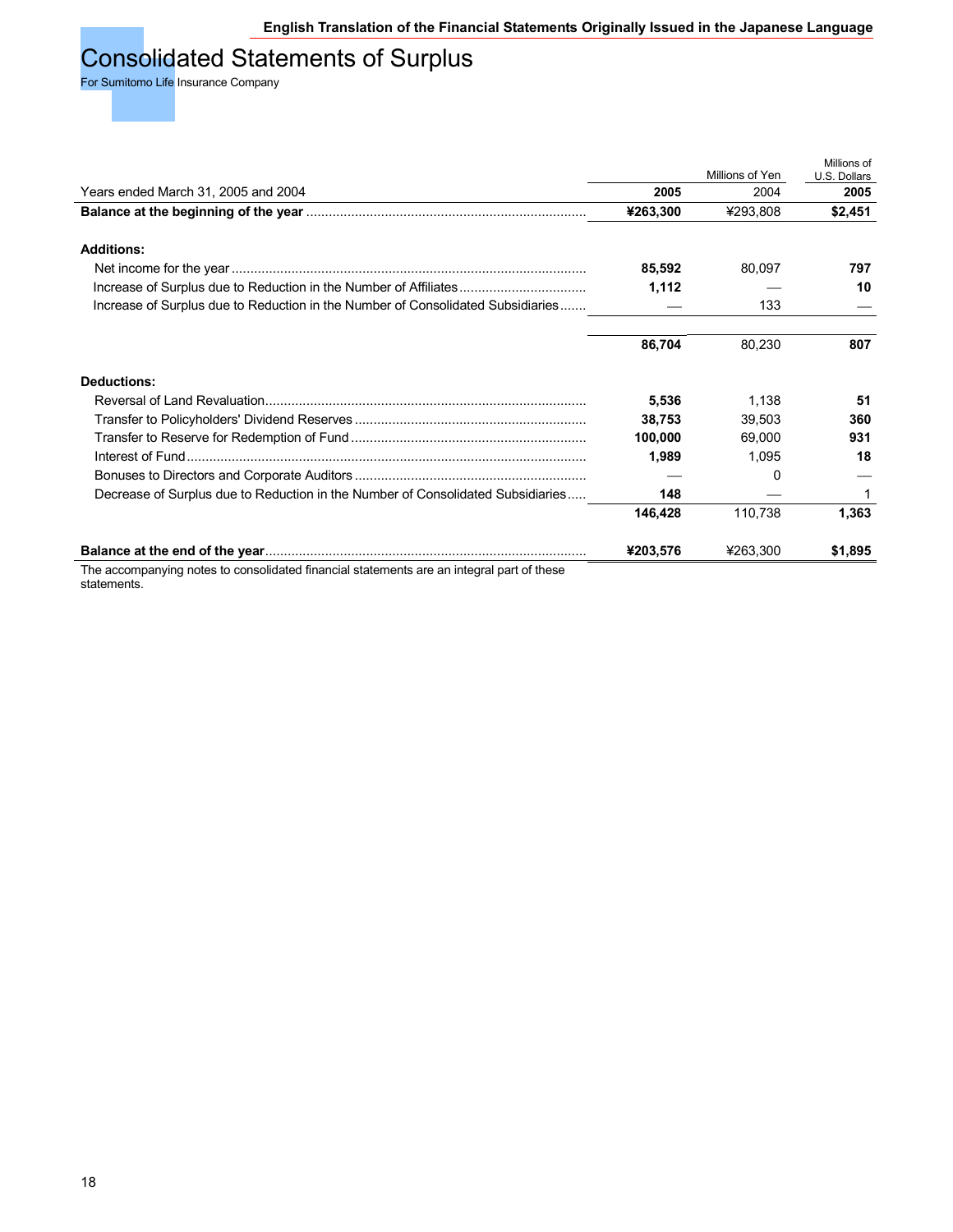English Translation of the Financial Statements Originally Issued in the Japanese Language

# Consolidated Statements of Surplus

For Sumitomo Life Insurance Company

| Years ended March 31, 2005 and 2004 | Millions of Yen 2005 | 2004 | Millions of U.S. Dollars 2005 |
|---|---|---|---|
| **Balance at the beginning of the year** | **¥263,300** | ¥293,808 | **$2,451** |
| **Additions:** | | | |
| Net income for the year | **85,592** | 80,097 | **797** |
| Increase of Surplus due to Reduction in the Number of Affiliates | **1,112** | — | **10** |
| Increase of Surplus due to Reduction in the Number of Consolidated Subsidiaries | — | 133 | — |
| | **86,704** | 80,230 | **807** |
| **Deductions:** | | | |
| Reversal of Land Revaluation | **5,536** | 1,138 | **51** |
| Transfer to Policyholders' Dividend Reserves | **38,753** | 39,503 | **360** |
| Transfer to Reserve for Redemption of Fund | **100,000** | 69,000 | **931** |
| Interest of Fund | **1,989** | 1,095 | **18** |
| Bonuses to Directors and Corporate Auditors | — | 0 | — |
| Decrease of Surplus due to Reduction in the Number of Consolidated Subsidiaries | **148** | — | 1 |
| | **146,428** | 110,738 | **1,363** |
| **Balance at the end of the year** | **¥203,576** | ¥263,300 | **$1,895** |

The accompanying notes to consolidated financial statements are an integral part of these statements.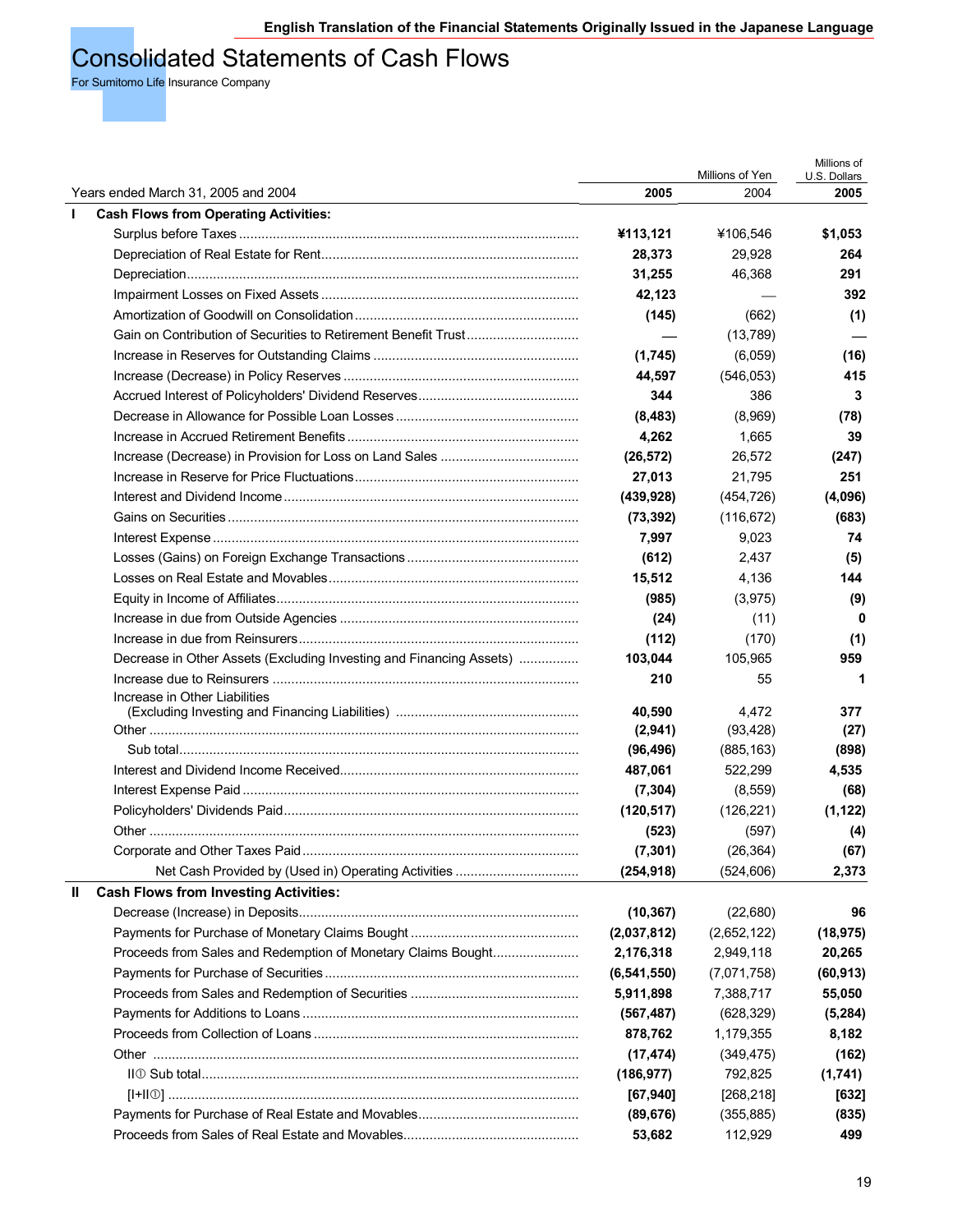English Translation of the Financial Statements Originally Issued in the Japanese Language

# Consolidated Statements of Cash Flows

For Sumitomo Life Insurance Company

| Years ended March 31, 2005 and 2004 | Millions of Yen 2005 | Millions of Yen 2004 | Millions of U.S. Dollars 2005 |
|---|---|---|---|
| **I Cash Flows from Operating Activities:** | | | |
| Surplus before Taxes | **¥113,121** | ¥106,546 | **$1,053** |
| Depreciation of Real Estate for Rent | **28,373** | 29,928 | **264** |
| Depreciation | **31,255** | 46,368 | **291** |
| Impairment Losses on Fixed Assets | **42,123** | — | **392** |
| Amortization of Goodwill on Consolidation | **(145)** | (662) | **(1)** |
| Gain on Contribution of Securities to Retirement Benefit Trust | **—** | (13,789) | **—** |
| Increase in Reserves for Outstanding Claims | **(1,745)** | (6,059) | **(16)** |
| Increase (Decrease) in Policy Reserves | **44,597** | (546,053) | **415** |
| Accrued Interest of Policyholders' Dividend Reserves | **344** | 386 | **3** |
| Decrease in Allowance for Possible Loan Losses | **(8,483)** | (8,969) | **(78)** |
| Increase in Accrued Retirement Benefits | **4,262** | 1,665 | **39** |
| Increase (Decrease) in Provision for Loss on Land Sales | **(26,572)** | 26,572 | **(247)** |
| Increase in Reserve for Price Fluctuations | **27,013** | 21,795 | **251** |
| Interest and Dividend Income | **(439,928)** | (454,726) | **(4,096)** |
| Gains on Securities | **(73,392)** | (116,672) | **(683)** |
| Interest Expense | **7,997** | 9,023 | **74** |
| Losses (Gains) on Foreign Exchange Transactions | **(612)** | 2,437 | **(5)** |
| Losses on Real Estate and Movables | **15,512** | 4,136 | **144** |
| Equity in Income of Affiliates | **(985)** | (3,975) | **(9)** |
| Increase in due from Outside Agencies | **(24)** | (11) | **0** |
| Increase in due from Reinsurers | **(112)** | (170) | **(1)** |
| Decrease in Other Assets (Excluding Investing and Financing Assets) | **103,044** | 105,965 | **959** |
| Increase due to Reinsurers | **210** | 55 | **1** |
| Increase in Other Liabilities (Excluding Investing and Financing Liabilities) | **40,590** | 4,472 | **377** |
| Other | **(2,941)** | (93,428) | **(27)** |
| Sub total | **(96,496)** | (885,163) | **(898)** |
| Interest and Dividend Income Received | **487,061** | 522,299 | **4,535** |
| Interest Expense Paid | **(7,304)** | (8,559) | **(68)** |
| Policyholders' Dividends Paid | **(120,517)** | (126,221) | **(1,122)** |
| Other | **(523)** | (597) | **(4)** |
| Corporate and Other Taxes Paid | **(7,301)** | (26,364) | **(67)** |
| Net Cash Provided by (Used in) Operating Activities | **(254,918)** | (524,606) | **2,373** |
| **II Cash Flows from Investing Activities:** | | | |
| Decrease (Increase) in Deposits | **(10,367)** | (22,680) | **96** |
| Payments for Purchase of Monetary Claims Bought | **(2,037,812)** | (2,652,122) | **(18,975)** |
| Proceeds from Sales and Redemption of Monetary Claims Bought | **2,176,318** | 2,949,118 | **20,265** |
| Payments for Purchase of Securities | **(6,541,550)** | (7,071,758) | **(60,913)** |
| Proceeds from Sales and Redemption of Securities | **5,911,898** | 7,388,717 | **55,050** |
| Payments for Additions to Loans | **(567,487)** | (628,329) | **(5,284)** |
| Proceeds from Collection of Loans | **878,762** | 1,179,355 | **8,182** |
| Other | **(17,474)** | (349,475) | **(162)** |
| II① Sub total | **(186,977)** | 792,825 | **(1,741)** |
| [I+II①] | **[67,940]** | [268,218] | **[632]** |
| Payments for Purchase of Real Estate and Movables | **(89,676)** | (355,885) | **(835)** |
| Proceeds from Sales of Real Estate and Movables | **53,682** | 112,929 | **499** |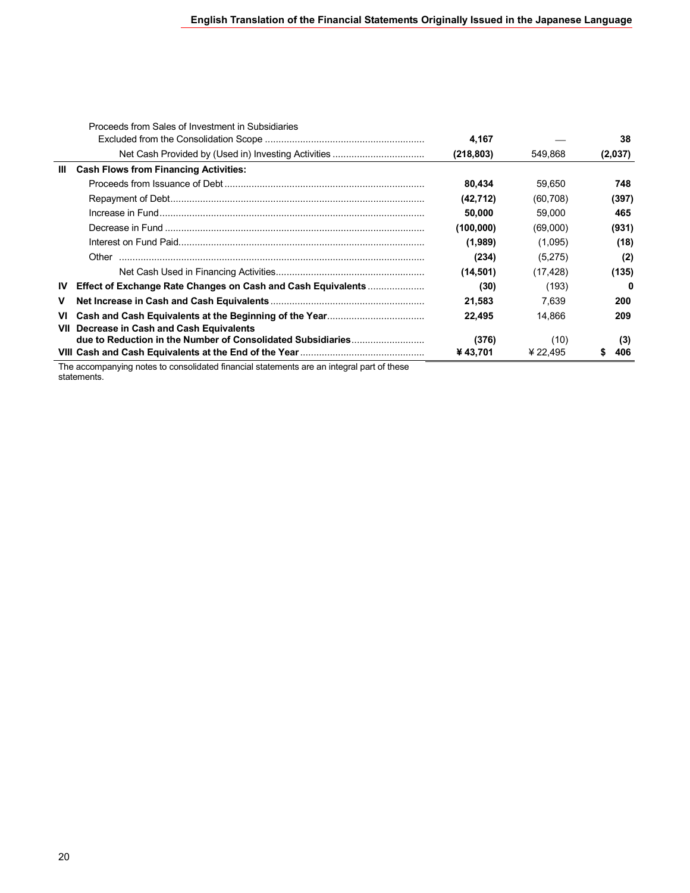| | | | | |
|---|---|---|---|---|
| | Proceeds from Sales of Investment in Subsidiaries Excluded from the Consolidation Scope | **4,167** | — | **38** |
| | Net Cash Provided by (Used in) Investing Activities | **(218,803)** | 549,868 | **(2,037)** |
| **III** | **Cash Flows from Financing Activities:** | | | |
| | Proceeds from Issuance of Debt | **80,434** | 59,650 | **748** |
| | Repayment of Debt | **(42,712)** | (60,708) | **(397)** |
| | Increase in Fund | **50,000** | 59,000 | **465** |
| | Decrease in Fund | **(100,000)** | (69,000) | **(931)** |
| | Interest on Fund Paid | **(1,989)** | (1,095) | **(18)** |
| | Other | **(234)** | (5,275) | **(2)** |
| | Net Cash Used in Financing Activities | **(14,501)** | (17,428) | **(135)** |
| **IV** | **Effect of Exchange Rate Changes on Cash and Cash Equivalents** | **(30)** | (193) | **0** |
| **V** | **Net Increase in Cash and Cash Equivalents** | **21,583** | 7,639 | **200** |
| **VI** | **Cash and Cash Equivalents at the Beginning of the Year** | **22,495** | 14,866 | **209** |
| **VII** | **Decrease in Cash and Cash Equivalents due to Reduction in the Number of Consolidated Subsidiaries** | **(376)** | (10) | **(3)** |
| **VIII** | **Cash and Cash Equivalents at the End of the Year** | **¥ 43,701** | ¥ 22,495 | **$ 406** |

The accompanying notes to consolidated financial statements are an integral part of these statements.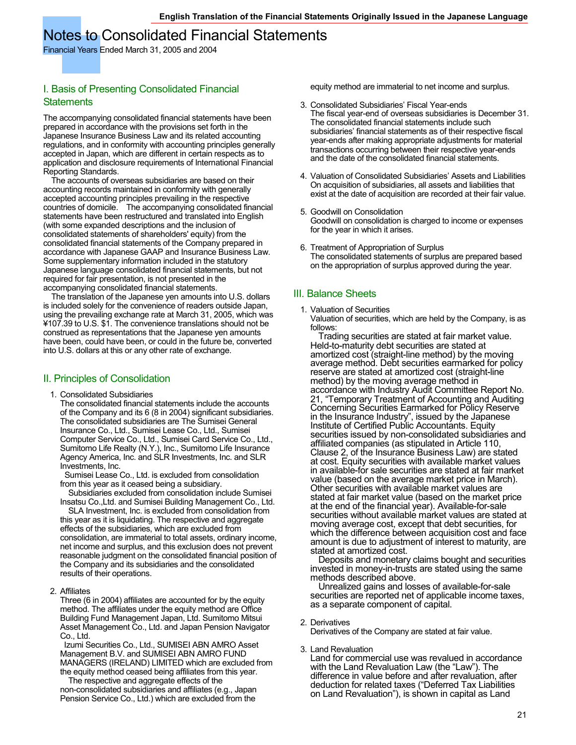# Notes to Consolidated Financial Statements

Financial Years Ended March 31, 2005 and 2004

## I. Basis of Presenting Consolidated Financial Statements

The accompanying consolidated financial statements have been prepared in accordance with the provisions set forth in the Japanese Insurance Business Law and its related accounting regulations, and in conformity with accounting principles generally accepted in Japan, which are different in certain respects as to application and disclosure requirements of International Financial Reporting Standards.

The accounts of overseas subsidiaries are based on their accounting records maintained in conformity with generally accepted accounting principles prevailing in the respective countries of domicile. The accompanying consolidated financial statements have been restructured and translated into English (with some expanded descriptions and the inclusion of consolidated statements of shareholders' equity) from the consolidated financial statements of the Company prepared in accordance with Japanese GAAP and Insurance Business Law. Some supplementary information included in the statutory Japanese language consolidated financial statements, but not required for fair presentation, is not presented in the accompanying consolidated financial statements.

The translation of the Japanese yen amounts into U.S. dollars is included solely for the convenience of readers outside Japan, using the prevailing exchange rate at March 31, 2005, which was ¥107.39 to U.S. $1. The convenience translations should not be construed as representations that the Japanese yen amounts have been, could have been, or could in the future be, converted into U.S. dollars at this or any other rate of exchange.

## II. Principles of Consolidation

1. Consolidated Subsidiaries
   The consolidated financial statements include the accounts of the Company and its 6 (8 in 2004) significant subsidiaries. The consolidated subsidiaries are The Sumisei General Insurance Co., Ltd., Sumisei Lease Co., Ltd., Sumisei Computer Service Co., Ltd., Sumisei Card Service Co., Ltd., Sumitomo Life Realty (N.Y.), Inc., Sumitomo Life Insurance Agency America, Inc. and SLR Investments, Inc. and SLR Investments, Inc.
   Sumisei Lease Co., Ltd. is excluded from consolidation from this year as it ceased being a subsidiary.
   Subsidiaries excluded from consolidation include Sumisei Insatsu Co.,Ltd. and Sumisei Building Management Co., Ltd.
   SLA Investment, Inc. is excluded from consolidation from this year as it is liquidating. The respective and aggregate effects of the subsidiaries, which are excluded from consolidation, are immaterial to total assets, ordinary income, net income and surplus, and this exclusion does not prevent reasonable judgment on the consolidated financial position of the Company and its subsidiaries and the consolidated results of their operations.

2. Affiliates
   Three (6 in 2004) affiliates are accounted for by the equity method. The affiliates under the equity method are Office Building Fund Management Japan, Ltd. Sumitomo Mitsui Asset Management Co., Ltd. and Japan Pension Navigator Co., Ltd.
   Izumi Securities Co., Ltd., SUMISEI ABN AMRO Asset Management B.V. and SUMISEI ABN AMRO FUND MANAGERS (IRELAND) LIMITED which are excluded from the equity method ceased being affiliates from this year.
   The respective and aggregate effects of the non-consolidated subsidiaries and affiliates (e.g., Japan Pension Service Co., Ltd.) which are excluded from the equity method are immaterial to net income and surplus.

3. Consolidated Subsidiaries' Fiscal Year-ends
   The fiscal year-end of overseas subsidiaries is December 31. The consolidated financial statements include such subsidiaries' financial statements as of their respective fiscal year-ends after making appropriate adjustments for material transactions occurring between their respective year-ends and the date of the consolidated financial statements.

4. Valuation of Consolidated Subsidiaries' Assets and Liabilities
   On acquisition of subsidiaries, all assets and liabilities that exist at the date of acquisition are recorded at their fair value.

5. Goodwill on Consolidation
   Goodwill on consolidation is charged to income or expenses for the year in which it arises.

6. Treatment of Appropriation of Surplus
   The consolidated statements of surplus are prepared based on the appropriation of surplus approved during the year.

## III. Balance Sheets

1. Valuation of Securities
   Valuation of securities, which are held by the Company, is as follows:
   Trading securities are stated at fair market value. Held-to-maturity debt securities are stated at amortized cost (straight-line method) by the moving average method. Debt securities earmarked for policy reserve are stated at amortized cost (straight-line method) by the moving average method in accordance with Industry Audit Committee Report No. 21, "Temporary Treatment of Accounting and Auditing Concerning Securities Earmarked for Policy Reserve in the Insurance Industry", issued by the Japanese Institute of Certified Public Accountants. Equity securities issued by non-consolidated subsidiaries and affiliated companies (as stipulated in Article 110, Clause 2, of the Insurance Business Law) are stated at cost. Equity securities with available market values in available-for sale securities are stated at fair market value (based on the average market price in March). Other securities with available market values are stated at fair market value (based on the market price at the end of the financial year). Available-for-sale securities without available market values are stated at moving average cost, except that debt securities, for which the difference between acquisition cost and face amount is due to adjustment of interest to maturity, are stated at amortized cost.
   Deposits and monetary claims bought and securities invested in money-in-trusts are stated using the same methods described above.
   Unrealized gains and losses of available-for-sale securities are reported net of applicable income taxes, as a separate component of capital.

2. Derivatives
   Derivatives of the Company are stated at fair value.

3. Land Revaluation
   Land for commercial use was revalued in accordance with the Land Revaluation Law (the "Law"). The difference in value before and after revaluation, after deduction for related taxes ("Deferred Tax Liabilities on Land Revaluation"), is shown in capital as Land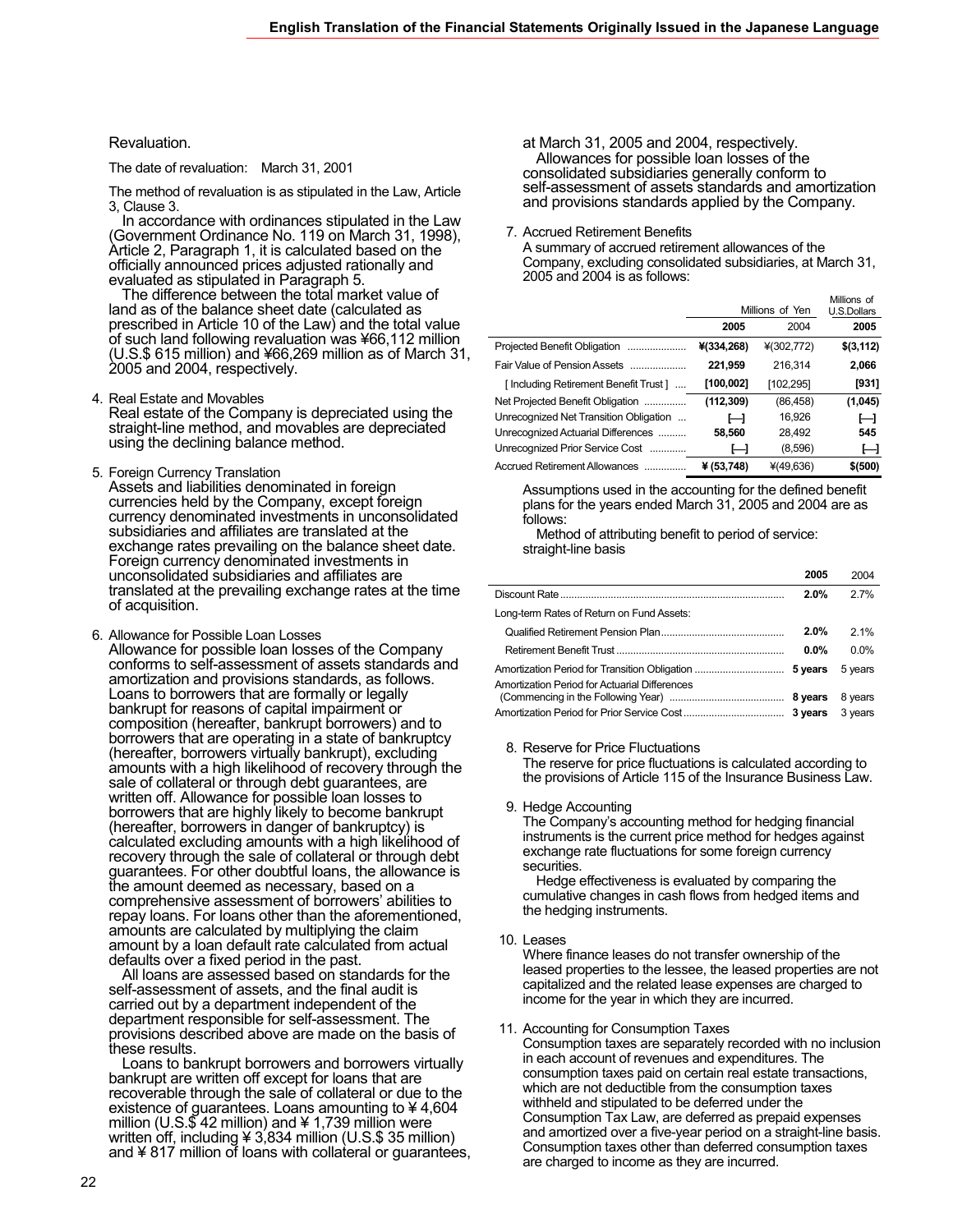Revaluation.

The date of revaluation:  March 31, 2001

The method of revaluation is as stipulated in the Law, Article 3, Clause 3.

In accordance with ordinances stipulated in the Law (Government Ordinance No. 119 on March 31, 1998), Article 2, Paragraph 1, it is calculated based on the officially announced prices adjusted rationally and evaluated as stipulated in Paragraph 5.

The difference between the total market value of land as of the balance sheet date (calculated as prescribed in Article 10 of the Law) and the total value of such land following revaluation was ¥66,112 million (U.S.$ 615 million) and ¥66,269 million as of March 31, 2005 and 2004, respectively.

4. Real Estate and Movables
Real estate of the Company is depreciated using the straight-line method, and movables are depreciated using the declining balance method.

5. Foreign Currency Translation
Assets and liabilities denominated in foreign currencies held by the Company, except foreign currency denominated investments in unconsolidated subsidiaries and affiliates are translated at the exchange rates prevailing on the balance sheet date. Foreign currency denominated investments in unconsolidated subsidiaries and affiliates are translated at the prevailing exchange rates at the time of acquisition.

6. Allowance for Possible Loan Losses
Allowance for possible loan losses of the Company conforms to self-assessment of assets standards and amortization and provisions standards, as follows. Loans to borrowers that are formally or legally bankrupt for reasons of capital impairment or composition (hereafter, bankrupt borrowers) and to borrowers that are operating in a state of bankruptcy (hereafter, borrowers virtually bankrupt), excluding amounts with a high likelihood of recovery through the sale of collateral or through debt guarantees, are written off. Allowance for possible loan losses to borrowers that are highly likely to become bankrupt (hereafter, borrowers in danger of bankruptcy) is calculated excluding amounts with a high likelihood of recovery through the sale of collateral or through debt guarantees. For other doubtful loans, the allowance is the amount deemed as necessary, based on a comprehensive assessment of borrowers' abilities to repay loans. For loans other than the aforementioned, amounts are calculated by multiplying the claim amount by a loan default rate calculated from actual defaults over a fixed period in the past.

All loans are assessed based on standards for the self-assessment of assets, and the final audit is carried out by a department independent of the department responsible for self-assessment. The provisions described above are made on the basis of these results.

Loans to bankrupt borrowers and borrowers virtually bankrupt are written off except for loans that are recoverable through the sale of collateral or due to the existence of guarantees. Loans amounting to ¥ 4,604 million (U.S.$ 42 million) and ¥ 1,739 million were written off, including ¥ 3,834 million (U.S.$ 35 million) and ¥ 817 million of loans with collateral or guarantees, at March 31, 2005 and 2004, respectively.

Allowances for possible loan losses of the consolidated subsidiaries generally conform to self-assessment of assets standards and amortization and provisions standards applied by the Company.

7. Accrued Retirement Benefits
A summary of accrued retirement allowances of the Company, excluding consolidated subsidiaries, at March 31, 2005 and 2004 is as follows:

| | Millions of Yen | | Millions of U.S.Dollars |
|---|---|---|---|
| | **2005** | 2004 | **2005** |
| Projected Benefit Obligation | **¥(334,268)** | ¥(302,772) | **$(3,112)** |
| Fair Value of Pension Assets | **221,959** | 216,314 | **2,066** |
| [ Including Retirement Benefit Trust ] | **[100,002]** | [102,295] | **[931]** |
| Net Projected Benefit Obligation | **(112,309)** | (86,458) | **(1,045)** |
| Unrecognized Net Transition Obligation | **[—]** | 16,926 | **[—]** |
| Unrecognized Actuarial Differences | **58,560** | 28,492 | **545** |
| Unrecognized Prior Service Cost | **[—]** | (8,596) | **[—]** |
| Accrued Retirement Allowances | **¥ (53,748)** | ¥(49,636) | **$(500)** |

Assumptions used in the accounting for the defined benefit plans for the years ended March 31, 2005 and 2004 are as follows:

Method of attributing benefit to period of service: straight-line basis

| | **2005** | 2004 |
|---|---|---|
| Discount Rate | **2.0%** | 2.7% |
| Long-term Rates of Return on Fund Assets: | | |
| Qualified Retirement Pension Plan | **2.0%** | 2.1% |
| Retirement Benefit Trust | **0.0%** | 0.0% |
| Amortization Period for Transition Obligation | **5 years** | 5 years |
| Amortization Period for Actuarial Differences (Commencing in the Following Year) | **8 years** | 8 years |
| Amortization Period for Prior Service Cost | **3 years** | 3 years |

8. Reserve for Price Fluctuations
The reserve for price fluctuations is calculated according to the provisions of Article 115 of the Insurance Business Law.

9. Hedge Accounting
The Company's accounting method for hedging financial instruments is the current price method for hedges against exchange rate fluctuations for some foreign currency securities.

Hedge effectiveness is evaluated by comparing the cumulative changes in cash flows from hedged items and the hedging instruments.

10. Leases
Where finance leases do not transfer ownership of the leased properties to the lessee, the leased properties are not capitalized and the related lease expenses are charged to income for the year in which they are incurred.

11. Accounting for Consumption Taxes
Consumption taxes are separately recorded with no inclusion in each account of revenues and expenditures. The consumption taxes paid on certain real estate transactions, which are not deductible from the consumption taxes withheld and stipulated to be deferred under the Consumption Tax Law, are deferred as prepaid expenses and amortized over a five-year period on a straight-line basis. Consumption taxes other than deferred consumption taxes are charged to income as they are incurred.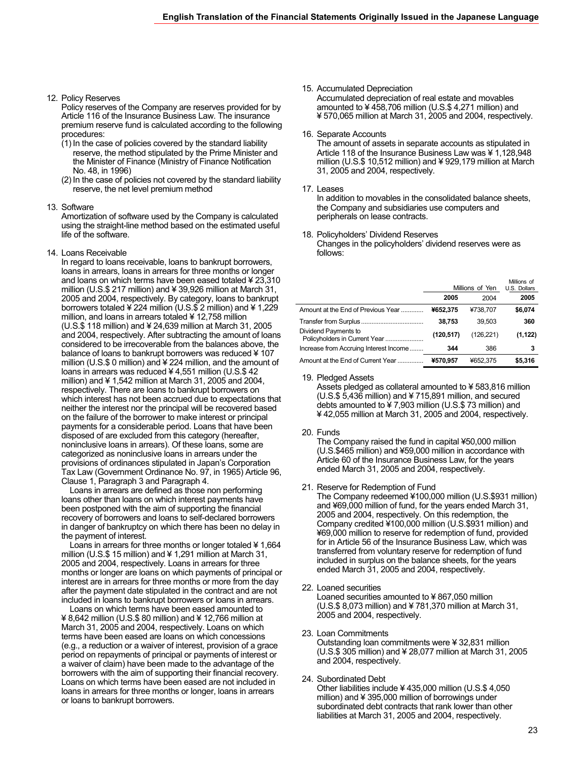12. Policy Reserves

Policy reserves of the Company are reserves provided for by Article 116 of the Insurance Business Law. The insurance premium reserve fund is calculated according to the following procedures:

(1) In the case of policies covered by the standard liability reserve, the method stipulated by the Prime Minister and the Minister of Finance (Ministry of Finance Notification No. 48, in 1996)

(2) In the case of policies not covered by the standard liability reserve, the net level premium method

13. Software

Amortization of software used by the Company is calculated using the straight-line method based on the estimated useful life of the software.

14. Loans Receivable

In regard to loans receivable, loans to bankrupt borrowers, loans in arrears, loans in arrears for three months or longer and loans on which terms have been eased totaled ¥ 23,310 million (U.S.$ 217 million) and ¥ 39,926 million at March 31, 2005 and 2004, respectively. By category, loans to bankrupt borrowers totaled ¥ 224 million (U.S.$ 2 million) and ¥ 1,229 million, and loans in arrears totaled ¥ 12,758 million (U.S.$ 118 million) and ¥ 24,639 million at March 31, 2005 and 2004, respectively. After subtracting the amount of loans considered to be irrecoverable from the balances above, the balance of loans to bankrupt borrowers was reduced ¥ 107 million (U.S.$ 0 million) and ¥ 224 million, and the amount of loans in arrears was reduced ¥ 4,551 million (U.S.$ 42 million) and ¥ 1,542 million at March 31, 2005 and 2004, respectively. There are loans to bankrupt borrowers on which interest has not been accrued due to expectations that neither the interest nor the principal will be recovered based on the failure of the borrower to make interest or principal payments for a considerable period. Loans that have been disposed of are excluded from this category (hereafter, noninclusive loans in arrears). Of these loans, some are categorized as noninclusive loans in arrears under the provisions of ordinances stipulated in Japan's Corporation Tax Law (Government Ordinance No. 97, in 1965) Article 96, Clause 1, Paragraph 3 and Paragraph 4.

Loans in arrears are defined as those non performing loans other than loans on which interest payments have been postponed with the aim of supporting the financial recovery of borrowers and loans to self-declared borrowers in danger of bankruptcy on which there has been no delay in the payment of interest.

Loans in arrears for three months or longer totaled ¥ 1,664 million (U.S.$ 15 million) and ¥ 1,291 million at March 31, 2005 and 2004, respectively. Loans in arrears for three months or longer are loans on which payments of principal or interest are in arrears for three months or more from the day after the payment date stipulated in the contract and are not included in loans to bankrupt borrowers or loans in arrears.

Loans on which terms have been eased amounted to ¥ 8,642 million (U.S.$ 80 million) and ¥ 12,766 million at March 31, 2005 and 2004, respectively. Loans on which terms have been eased are loans on which concessions (e.g., a reduction or a waiver of interest, provision of a grace period on repayments of principal or payments of interest or a waiver of claim) have been made to the advantage of the borrowers with the aim of supporting their financial recovery. Loans on which terms have been eased are not included in loans in arrears for three months or longer, loans in arrears or loans to bankrupt borrowers.

15. Accumulated Depreciation

Accumulated depreciation of real estate and movables amounted to ¥ 458,706 million (U.S.$ 4,271 million) and ¥ 570,065 million at March 31, 2005 and 2004, respectively.

16. Separate Accounts

The amount of assets in separate accounts as stipulated in Article 118 of the Insurance Business Law was ¥ 1,128,948 million (U.S.$ 10,512 million) and ¥ 929,179 million at March 31, 2005 and 2004, respectively.

17. Leases

In addition to movables in the consolidated balance sheets, the Company and subsidiaries use computers and peripherals on lease contracts.

18. Policyholders' Dividend Reserves

Changes in the policyholders' dividend reserves were as follows:

| | Millions of Yen | | Millions of U.S. Dollars |
|---|---|---|---|
| | **2005** | 2004 | **2005** |
| Amount at the End of Previous Year | **¥652,375** | ¥738,707 | **$6,074** |
| Transfer from Surplus | **38,753** | 39,503 | **360** |
| Dividend Payments to Policyholders in Current Year | **(120,517)** | (126,221) | **(1,122)** |
| Increase from Accruing Interest Income | **344** | 386 | **3** |
| Amount at the End of Current Year | **¥570,957** | ¥652,375 | **$5,316** |

19. Pledged Assets

Assets pledged as collateral amounted to ¥ 583,816 million (U.S.$ 5,436 million) and ¥ 715,891 million, and secured debts amounted to ¥ 7,903 million (U.S.$ 73 million) and ¥ 42,055 million at March 31, 2005 and 2004, respectively.

20. Funds

The Company raised the fund in capital ¥50,000 million (U.S.$465 million) and ¥59,000 million in accordance with Article 60 of the Insurance Business Law, for the years ended March 31, 2005 and 2004, respectively.

21. Reserve for Redemption of Fund

The Company redeemed ¥100,000 million (U.S.$931 million) and ¥69,000 million of fund, for the years ended March 31, 2005 and 2004, respectively. On this redemption, the Company credited ¥100,000 million (U.S.$931 million) and ¥69,000 million to reserve for redemption of fund, provided for in Article 56 of the Insurance Business Law, which was transferred from voluntary reserve for redemption of fund included in surplus on the balance sheets, for the years ended March 31, 2005 and 2004, respectively.

22. Loaned securities

Loaned securities amounted to ¥ 867,050 million (U.S.$ 8,073 million) and ¥ 781,370 million at March 31, 2005 and 2004, respectively.

23. Loan Commitments

Outstanding loan commitments were ¥ 32,831 million (U.S.$ 305 million) and ¥ 28,077 million at March 31, 2005 and 2004, respectively.

24. Subordinated Debt

Other liabilities include ¥ 435,000 million (U.S.$ 4,050 million) and ¥ 395,000 million of borrowings under subordinated debt contracts that rank lower than other liabilities at March 31, 2005 and 2004, respectively.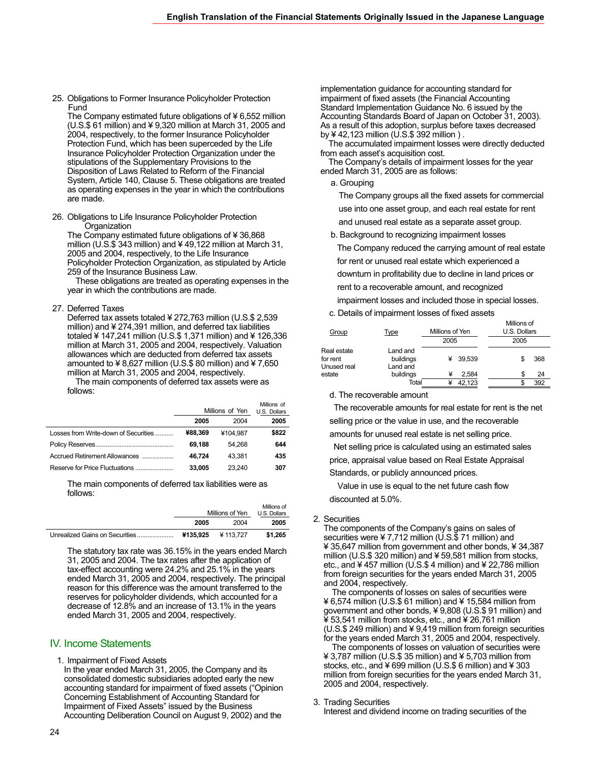25. Obligations to Former Insurance Policyholder Protection Fund
    The Company estimated future obligations of ¥ 6,552 million (U.S.$ 61 million) and ¥ 9,320 million at March 31, 2005 and 2004, respectively, to the former Insurance Policyholder Protection Fund, which has been superceded by the Life Insurance Policyholder Protection Organization under the stipulations of the Supplementary Provisions to the Disposition of Laws Related to Reform of the Financial System, Article 140, Clause 5. These obligations are treated as operating expenses in the year in which the contributions are made.

26. Obligations to Life Insurance Policyholder Protection Organization
    The Company estimated future obligations of ¥ 36,868 million (U.S.$ 343 million) and ¥ 49,122 million at March 31, 2005 and 2004, respectively, to the Life Insurance Policyholder Protection Organization, as stipulated by Article 259 of the Insurance Business Law.
    These obligations are treated as operating expenses in the year in which the contributions are made.

27. Deferred Taxes
    Deferred tax assets totaled ¥ 272,763 million (U.S.$ 2,539 million) and ¥ 274,391 million, and deferred tax liabilities totaled ¥ 147,241 million (U.S.$ 1,371 million) and ¥ 126,336 million at March 31, 2005 and 2004, respectively. Valuation allowances which are deducted from deferred tax assets amounted to ¥ 8,627 million (U.S.$ 80 million) and ¥ 7,650 million at March 31, 2005 and 2004, respectively.
    The main components of deferred tax assets were as follows:

| | Millions of Yen | | Millions of U.S. Dollars |
|---|---|---|---|
| | **2005** | 2004 | **2005** |
| Losses from Write-down of Securities | **¥88,369** | ¥104,987 | **$822** |
| Policy Reserves | **69,188** | 54,268 | **644** |
| Accrued Retirement Allowances | **46,724** | 43,381 | **435** |
| Reserve for Price Fluctuations | **33,005** | 23,240 | **307** |

The main components of deferred tax liabilities were as follows:

| | Millions of Yen | | Millions of U.S. Dollars |
|---|---|---|---|
| | **2005** | 2004 | **2005** |
| Unrealized Gains on Securities | **¥135,925** | ¥ 113,727 | **$1,265** |

The statutory tax rate was 36.15% in the years ended March 31, 2005 and 2004. The tax rates after the application of tax-effect accounting were 24.2% and 25.1% in the years ended March 31, 2005 and 2004, respectively. The principal reason for this difference was the amount transferred to the reserves for policyholder dividends, which accounted for a decrease of 12.8% and an increase of 13.1% in the years ended March 31, 2005 and 2004, respectively.

## IV. Income Statements

1. Impairment of Fixed Assets
   In the year ended March 31, 2005, the Company and its consolidated domestic subsidiaries adopted early the new accounting standard for impairment of fixed assets ("Opinion Concerning Establishment of Accounting Standard for Impairment of Fixed Assets" issued by the Business Accounting Deliberation Council on August 9, 2002) and the implementation guidance for accounting standard for impairment of fixed assets (the Financial Accounting Standard Implementation Guidance No. 6 issued by the Accounting Standards Board of Japan on October 31, 2003). As a result of this adoption, surplus before taxes decreased by ¥ 42,123 million (U.S.$ 392 million ) .
   The accumulated impairment losses were directly deducted from each asset's acquisition cost.
   The Company's details of impairment losses for the year ended March 31, 2005 are as follows:

   a. Grouping
      The Company groups all the fixed assets for commercial use into one asset group, and each real estate for rent and unused real estate as a separate asset group.

   b. Background to recognizing impairment losses
      The Company reduced the carrying amount of real estate for rent or unused real estate which experienced a downturn in profitability due to decline in land prices or rent to a recoverable amount, and recognized impairment losses and included those in special losses.

   c. Details of impairment losses of fixed assets

| Group | Type | Millions of Yen | Millions of U.S. Dollars |
|---|---|---|---|
| | | 2005 | 2005 |
| Real estate for rent | Land and buildings | ¥ 39,539 | $ 368 |
| Unused real estate | Land and buildings | ¥ 2,584 | $ 24 |
| | Total | ¥ 42,123 | $ 392 |

   d. The recoverable amount
      The recoverable amounts for real estate for rent is the net selling price or the value in use, and the recoverable amounts for unused real estate is net selling price.
      Net selling price is calculated using an estimated sales price, appraisal value based on Real Estate Appraisal Standards, or publicly announced prices.
      Value in use is equal to the net future cash flow discounted at 5.0%.

2. Securities
   The components of the Company's gains on sales of securities were ¥ 7,712 million (U.S.$ 71 million) and ¥ 35,647 million from government and other bonds, ¥ 34,387 million (U.S.$ 320 million) and ¥ 59,581 million from stocks, etc., and ¥ 457 million (U.S.$ 4 million) and ¥ 22,786 million from foreign securities for the years ended March 31, 2005 and 2004, respectively.
   The components of losses on sales of securities were ¥ 6,574 million (U.S.$ 61 million) and ¥ 15,584 million from government and other bonds, ¥ 9,808 (U.S.$ 91 million) and ¥ 53,541 million from stocks, etc., and ¥ 26,761 million (U.S.$ 249 million) and ¥ 9,419 million from foreign securities for the years ended March 31, 2005 and 2004, respectively.
   The components of losses on valuation of securities were ¥ 3,787 million (U.S.$ 35 million) and ¥ 5,703 million from stocks, etc., and ¥ 699 million (U.S.$ 6 million) and ¥ 303 million from foreign securities for the years ended March 31, 2005 and 2004, respectively.

3. Trading Securities
   Interest and dividend income on trading securities of the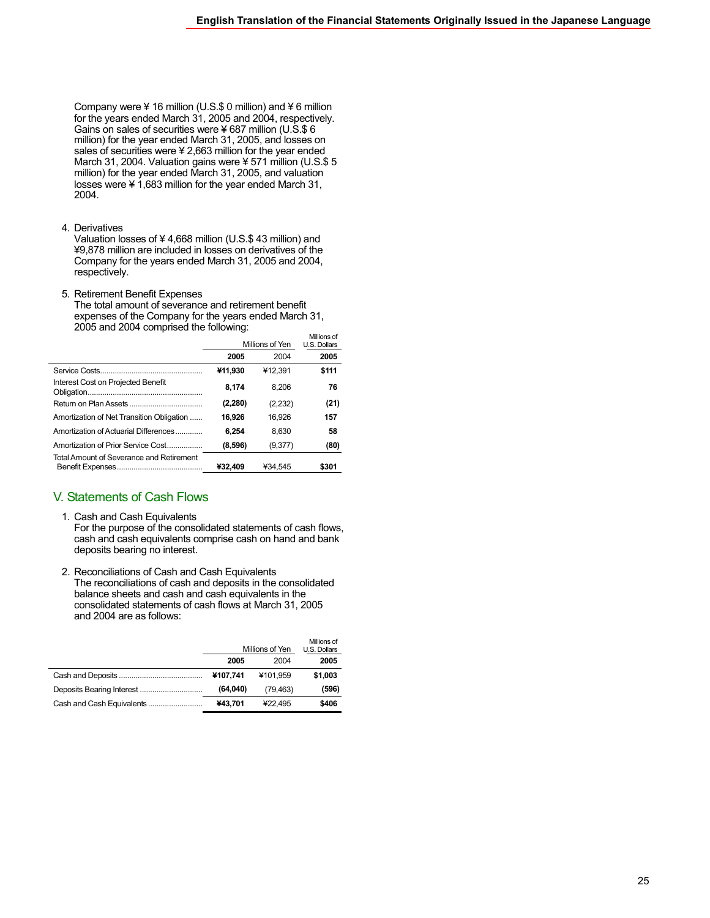Company were ¥ 16 million (U.S.$ 0 million) and ¥ 6 million for the years ended March 31, 2005 and 2004, respectively. Gains on sales of securities were ¥ 687 million (U.S.$ 6 million) for the year ended March 31, 2005, and losses on sales of securities were ¥ 2,663 million for the year ended March 31, 2004. Valuation gains were ¥ 571 million (U.S.$ 5 million) for the year ended March 31, 2005, and valuation losses were ¥ 1,683 million for the year ended March 31, 2004.

4. Derivatives
   Valuation losses of ¥ 4,668 million (U.S.$ 43 million) and ¥9,878 million are included in losses on derivatives of the Company for the years ended March 31, 2005 and 2004, respectively.

5. Retirement Benefit Expenses
   The total amount of severance and retirement benefit expenses of the Company for the years ended March 31, 2005 and 2004 comprised the following:

| | Millions of Yen | | Millions of U.S. Dollars |
|---|---|---|---|
| | **2005** | 2004 | **2005** |
| Service Costs | **¥11,930** | ¥12,391 | **$111** |
| Interest Cost on Projected Benefit Obligation | **8,174** | 8,206 | **76** |
| Return on Plan Assets | **(2,280)** | (2,232) | **(21)** |
| Amortization of Net Transition Obligation | **16,926** | 16,926 | **157** |
| Amortization of Actuarial Differences | **6,254** | 8,630 | **58** |
| Amortization of Prior Service Cost | **(8,596)** | (9,377) | **(80)** |
| Total Amount of Severance and Retirement Benefit Expenses | **¥32,409** | ¥34,545 | **$301** |

## V. Statements of Cash Flows

1. Cash and Cash Equivalents
   For the purpose of the consolidated statements of cash flows, cash and cash equivalents comprise cash on hand and bank deposits bearing no interest.

2. Reconciliations of Cash and Cash Equivalents
   The reconciliations of cash and deposits in the consolidated balance sheets and cash and cash equivalents in the consolidated statements of cash flows at March 31, 2005 and 2004 are as follows:

| | Millions of Yen | | Millions of U.S. Dollars |
|---|---|---|---|
| | **2005** | 2004 | **2005** |
| Cash and Deposits | **¥107,741** | ¥101,959 | **$1,003** |
| Deposits Bearing Interest | **(64,040)** | (79,463) | **(596)** |
| Cash and Cash Equivalents | **¥43,701** | ¥22,495 | **$406** |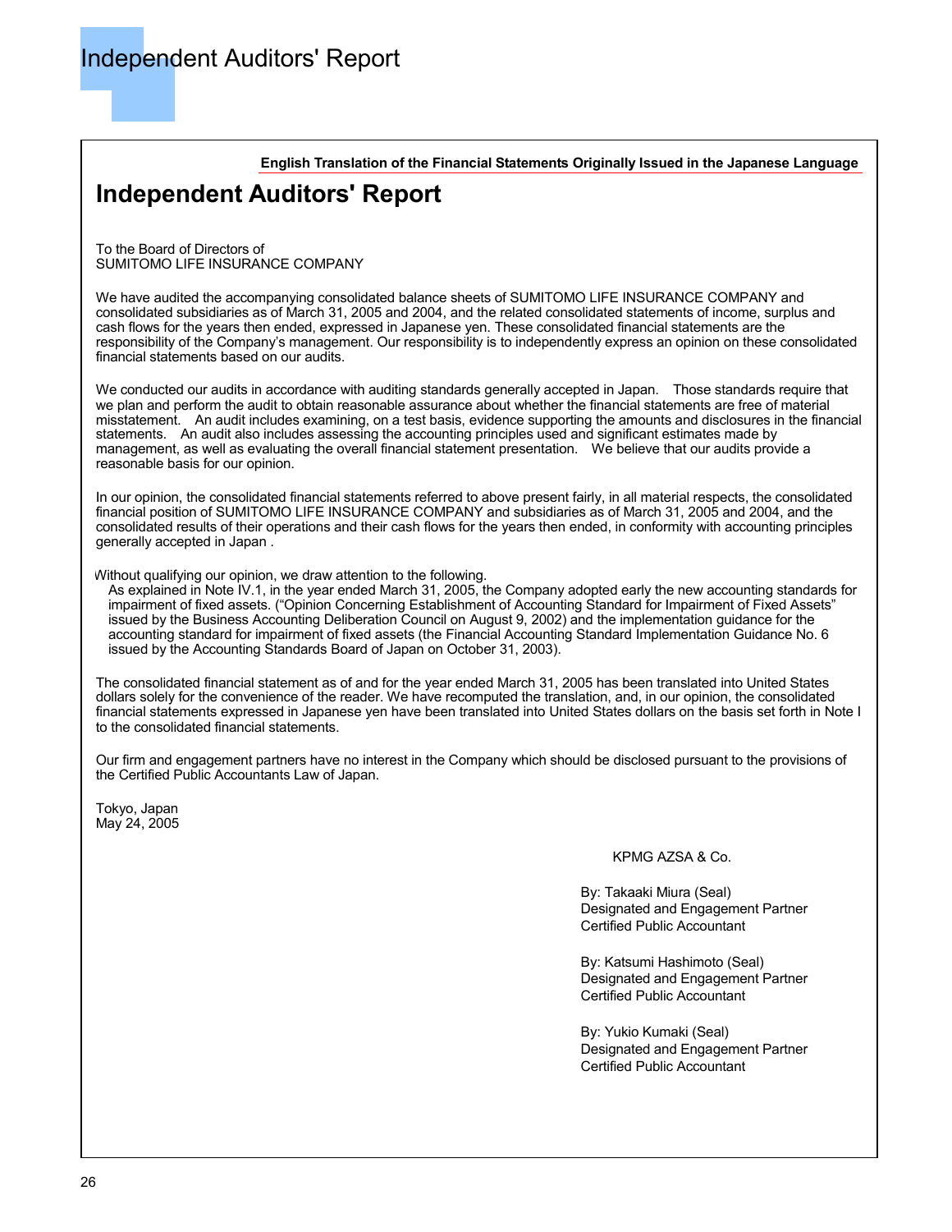# Independent Auditors' Report

**English Translation of the Financial Statements Originally Issued in the Japanese Language**

## Independent Auditors' Report

To the Board of Directors of
SUMITOMO LIFE INSURANCE COMPANY

We have audited the accompanying consolidated balance sheets of SUMITOMO LIFE INSURANCE COMPANY and consolidated subsidiaries as of March 31, 2005 and 2004, and the related consolidated statements of income, surplus and cash flows for the years then ended, expressed in Japanese yen. These consolidated financial statements are the responsibility of the Company's management. Our responsibility is to independently express an opinion on these consolidated financial statements based on our audits.

We conducted our audits in accordance with auditing standards generally accepted in Japan. Those standards require that we plan and perform the audit to obtain reasonable assurance about whether the financial statements are free of material misstatement. An audit includes examining, on a test basis, evidence supporting the amounts and disclosures in the financial statements. An audit also includes assessing the accounting principles used and significant estimates made by management, as well as evaluating the overall financial statement presentation. We believe that our audits provide a reasonable basis for our opinion.

In our opinion, the consolidated financial statements referred to above present fairly, in all material respects, the consolidated financial position of SUMITOMO LIFE INSURANCE COMPANY and subsidiaries as of March 31, 2005 and 2004, and the consolidated results of their operations and their cash flows for the years then ended, in conformity with accounting principles generally accepted in Japan .

Without qualifying our opinion, we draw attention to the following.
As explained in Note IV.1, in the year ended March 31, 2005, the Company adopted early the new accounting standards for impairment of fixed assets. ("Opinion Concerning Establishment of Accounting Standard for Impairment of Fixed Assets" issued by the Business Accounting Deliberation Council on August 9, 2002) and the implementation guidance for the accounting standard for impairment of fixed assets (the Financial Accounting Standard Implementation Guidance No. 6 issued by the Accounting Standards Board of Japan on October 31, 2003).

The consolidated financial statement as of and for the year ended March 31, 2005 has been translated into United States dollars solely for the convenience of the reader. We have recomputed the translation, and, in our opinion, the consolidated financial statements expressed in Japanese yen have been translated into United States dollars on the basis set forth in Note I to the consolidated financial statements.

Our firm and engagement partners have no interest in the Company which should be disclosed pursuant to the provisions of the Certified Public Accountants Law of Japan.

Tokyo, Japan
May 24, 2005

KPMG AZSA & Co.

By: Takaaki Miura (Seal)
Designated and Engagement Partner
Certified Public Accountant

By: Katsumi Hashimoto (Seal)
Designated and Engagement Partner
Certified Public Accountant

By: Yukio Kumaki (Seal)
Designated and Engagement Partner
Certified Public Accountant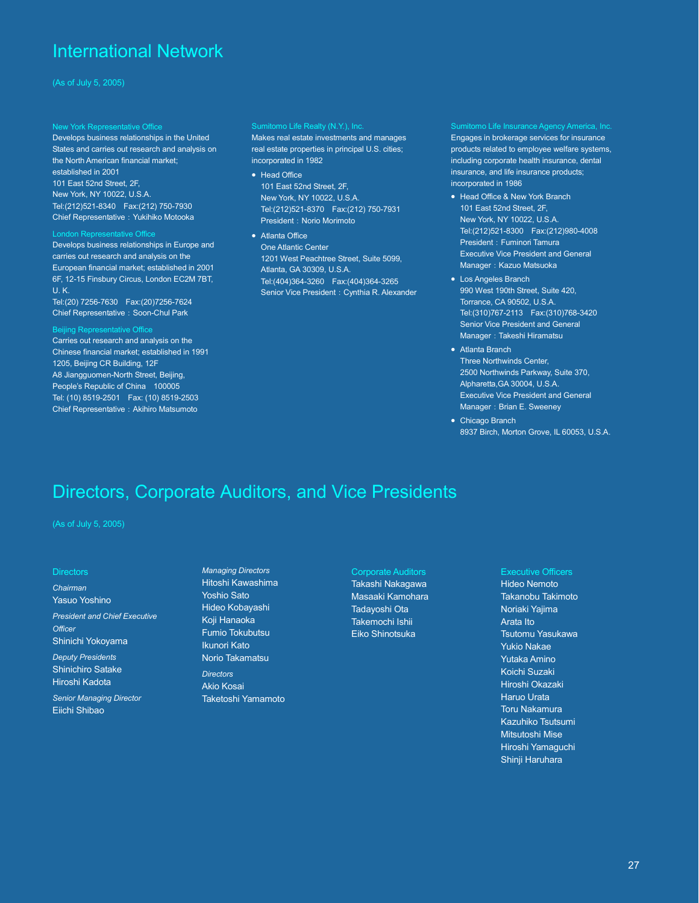# International Network

(As of July 5, 2005)

### New York Representative Office

Develops business relationships in the United States and carries out research and analysis on the North American financial market; established in 2001
101 East 52nd Street, 2F,
New York, NY 10022, U.S.A.
Tel:(212)521-8340 Fax:(212) 750-7930
Chief Representative：Yukihiko Motooka

### London Representative Office

Develops business relationships in Europe and carries out research and analysis on the European financial market; established in 2001
6F, 12-15 Finsbury Circus, London EC2M 7BT, U. K.
Tel:(20) 7256-7630 Fax:(20)7256-7624
Chief Representative：Soon-Chul Park

### Beijing Representative Office

Carries out research and analysis on the Chinese financial market; established in 1991
1205, Beijing CR Building, 12F
A8 Jiangguomen-North Street, Beijing,
People's Republic of China 100005
Tel: (10) 8519-2501 Fax: (10) 8519-2503
Chief Representative：Akihiro Matsumoto

### Sumitomo Life Realty (N.Y.), Inc.

Makes real estate investments and manages real estate properties in principal U.S. cities; incorporated in 1982

- Head Office
  101 East 52nd Street, 2F,
  New York, NY 10022, U.S.A.
  Tel:(212)521-8370 Fax:(212) 750-7931
  President：Norio Morimoto
- Atlanta Office
  One Atlantic Center
  1201 West Peachtree Street, Suite 5099,
  Atlanta, GA 30309, U.S.A.
  Tel:(404)364-3260 Fax:(404)364-3265
  Senior Vice President：Cynthia R. Alexander

### Sumitomo Life Insurance Agency America, Inc.

Engages in brokerage services for insurance products related to employee welfare systems, including corporate health insurance, dental insurance, and life insurance products; incorporated in 1986

- Head Office & New York Branch
  101 East 52nd Street, 2F,
  New York, NY 10022, U.S.A.
  Tel:(212)521-8300 Fax:(212)980-4008
  President：Fuminori Tamura
  Executive Vice President and General Manager：Kazuo Matsuoka
- Los Angeles Branch
  990 West 190th Street, Suite 420,
  Torrance, CA 90502, U.S.A.
  Tel:(310)767-2113 Fax:(310)768-3420
  Senior Vice President and General Manager：Takeshi Hiramatsu
- Atlanta Branch
  Three Northwinds Center,
  2500 Northwinds Parkway, Suite 370,
  Alpharetta,GA 30004, U.S.A.
  Executive Vice President and General Manager：Brian E. Sweeney
- Chicago Branch
  8937 Birch, Morton Grove, IL 60053, U.S.A.

# Directors, Corporate Auditors, and Vice Presidents

(As of July 5, 2005)

### Directors

*Chairman*
Yasuo Yoshino

*President and Chief Executive Officer*
Shinichi Yokoyama

*Deputy Presidents*
Shinichiro Satake
Hiroshi Kadota

*Senior Managing Director*
Eiichi Shibao

*Managing Directors*
Hitoshi Kawashima
Yoshio Sato
Hideo Kobayashi
Koji Hanaoka
Fumio Tokubutsu
Ikunori Kato
Norio Takamatsu

*Directors*
Akio Kosai
Taketoshi Yamamoto

### Corporate Auditors

Takashi Nakagawa
Masaaki Kamohara
Tadayoshi Ota
Takemochi Ishii
Eiko Shinotsuka

### Executive Officers

Hideo Nemoto
Takanobu Takimoto
Noriaki Yajima
Arata Ito
Tsutomu Yasukawa
Yukio Nakae
Yutaka Amino
Koichi Suzaki
Hiroshi Okazaki
Haruo Urata
Toru Nakamura
Kazuhiko Tsutsumi
Mitsutoshi Mise
Hiroshi Yamaguchi
Shinji Haruhara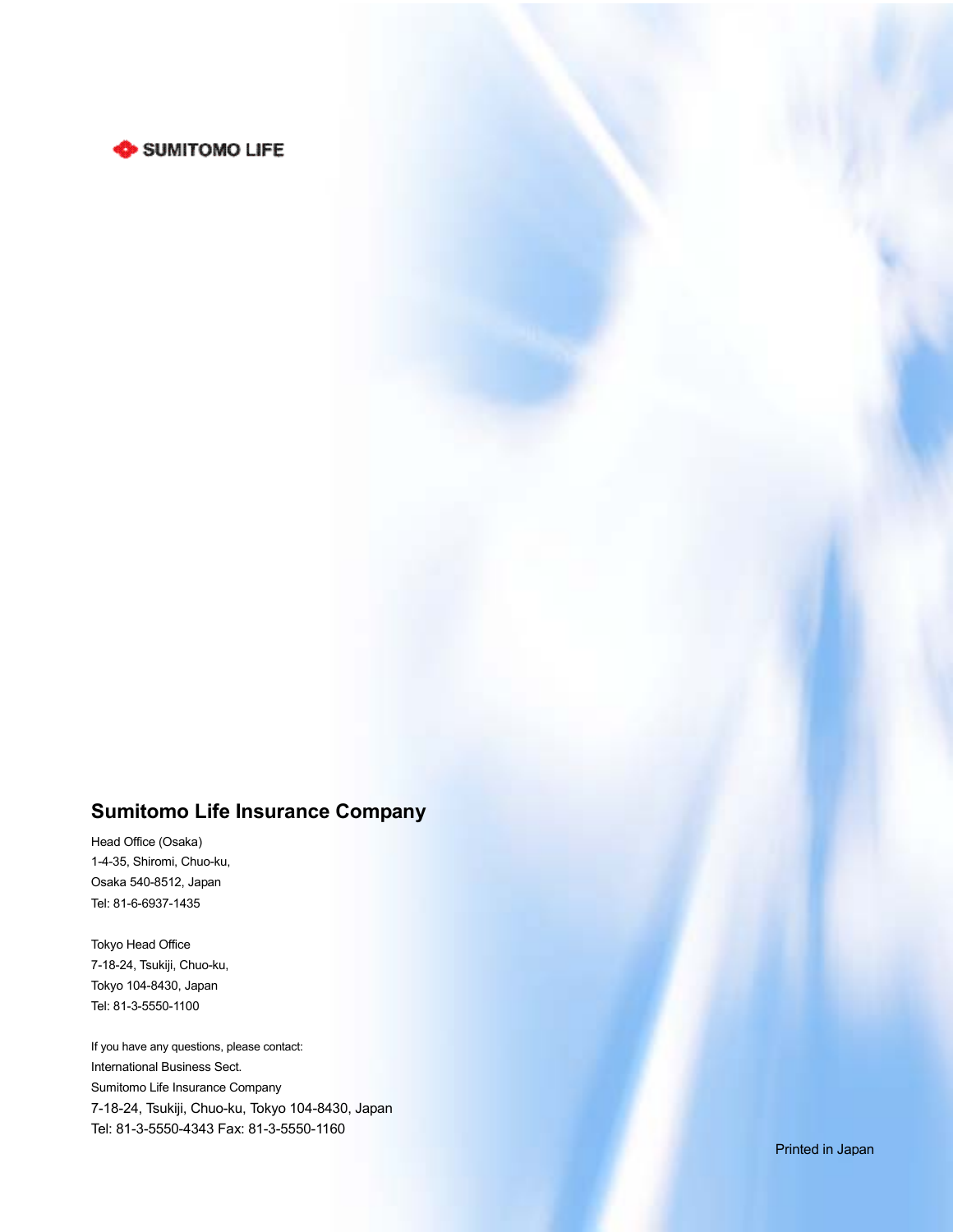SUMITOMO LIFE

## Sumitomo Life Insurance Company

Head Office (Osaka)
1-4-35, Shiromi, Chuo-ku,
Osaka 540-8512, Japan
Tel: 81-6-6937-1435

Tokyo Head Office
7-18-24, Tsukiji, Chuo-ku,
Tokyo 104-8430, Japan
Tel: 81-3-5550-1100

If you have any questions, please contact:
International Business Sect.
Sumitomo Life Insurance Company
7-18-24, Tsukiji, Chuo-ku, Tokyo 104-8430, Japan
Tel: 81-3-5550-4343 Fax: 81-3-5550-1160

Printed in Japan